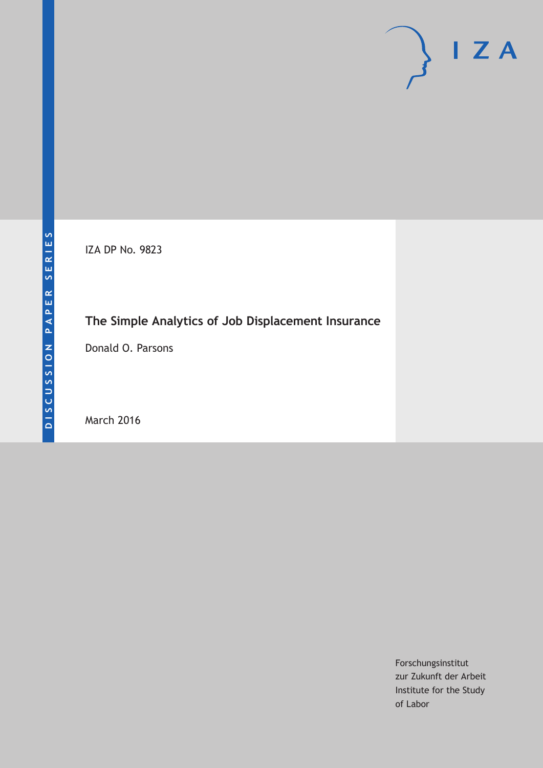DISCUSSION PAPER SERIES

IZA DP No. 9823

# The Simple Analytics of Job Displacement Insurance

Donald O. Parsons

March 2016

Forschungsinstitut
zur Zukunft der Arbeit
Institute for the Study
of Labor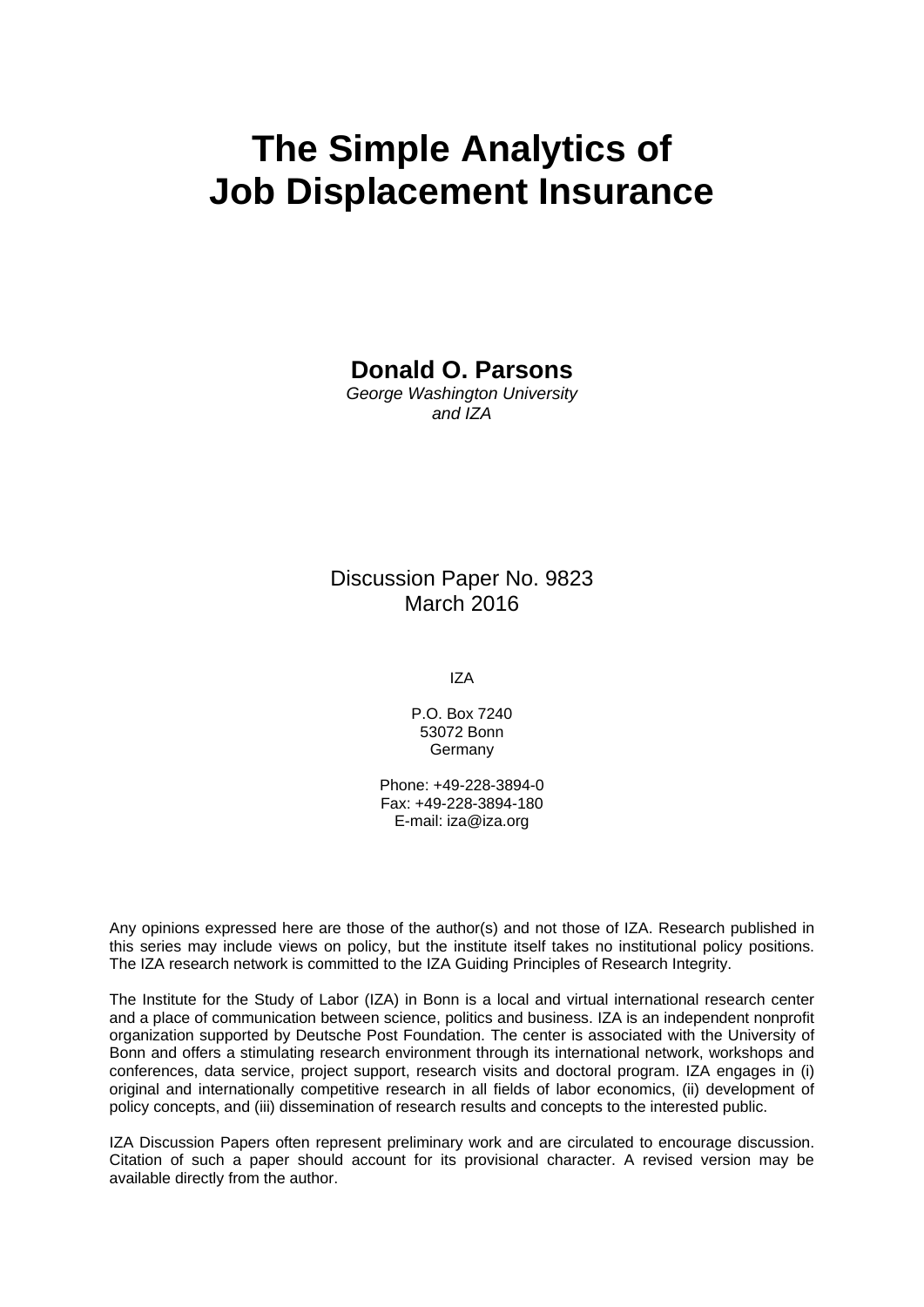# The Simple Analytics of Job Displacement Insurance

**Donald O. Parsons**

*George Washington University and IZA*

Discussion Paper No. 9823
March 2016

IZA

P.O. Box 7240
53072 Bonn
Germany

Phone: +49-228-3894-0
Fax: +49-228-3894-180
E-mail: iza@iza.org

Any opinions expressed here are those of the author(s) and not those of IZA. Research published in this series may include views on policy, but the institute itself takes no institutional policy positions. The IZA research network is committed to the IZA Guiding Principles of Research Integrity.

The Institute for the Study of Labor (IZA) in Bonn is a local and virtual international research center and a place of communication between science, politics and business. IZA is an independent nonprofit organization supported by Deutsche Post Foundation. The center is associated with the University of Bonn and offers a stimulating research environment through its international network, workshops and conferences, data service, project support, research visits and doctoral program. IZA engages in (i) original and internationally competitive research in all fields of labor economics, (ii) development of policy concepts, and (iii) dissemination of research results and concepts to the interested public.

IZA Discussion Papers often represent preliminary work and are circulated to encourage discussion. Citation of such a paper should account for its provisional character. A revised version may be available directly from the author.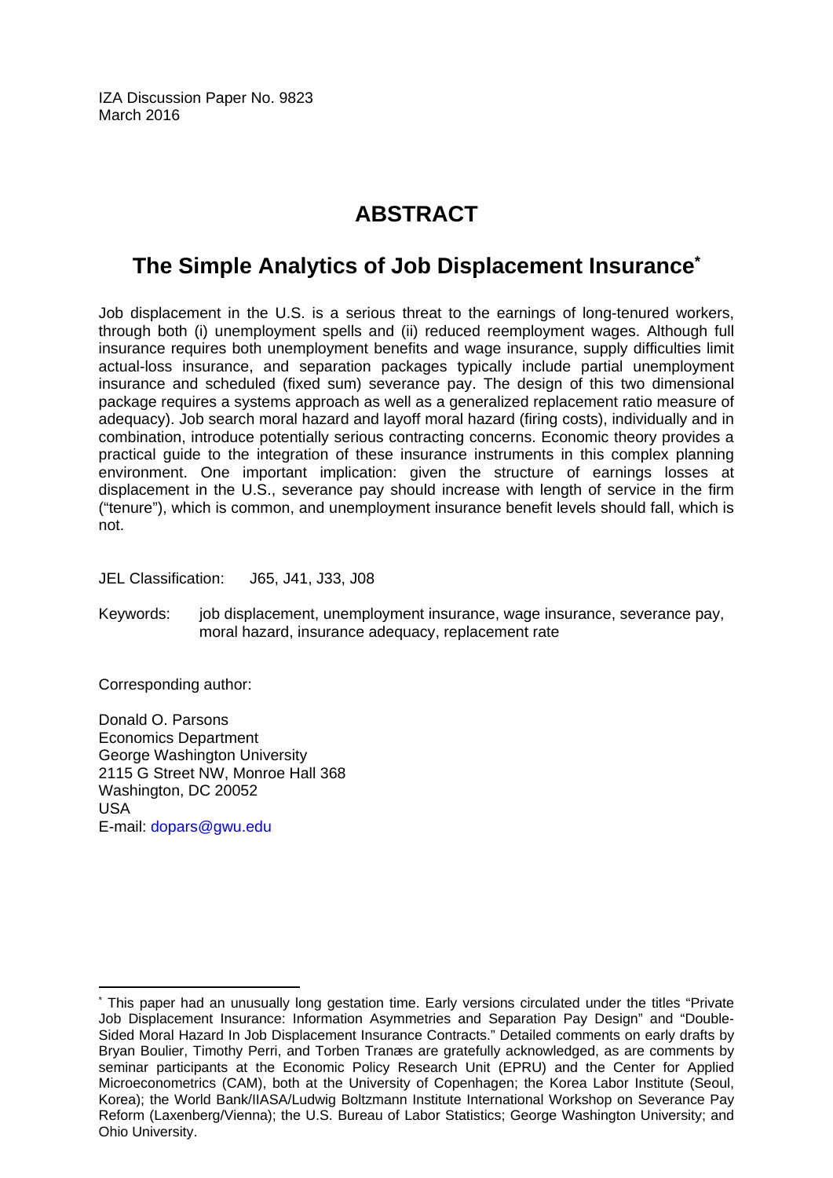IZA Discussion Paper No. 9823
March 2016

# ABSTRACT

## The Simple Analytics of Job Displacement Insurance[*]

Job displacement in the U.S. is a serious threat to the earnings of long-tenured workers, through both (i) unemployment spells and (ii) reduced reemployment wages. Although full insurance requires both unemployment benefits and wage insurance, supply difficulties limit actual-loss insurance, and separation packages typically include partial unemployment insurance and scheduled (fixed sum) severance pay. The design of this two dimensional package requires a systems approach as well as a generalized replacement ratio measure of adequacy). Job search moral hazard and layoff moral hazard (firing costs), individually and in combination, introduce potentially serious contracting concerns. Economic theory provides a practical guide to the integration of these insurance instruments in this complex planning environment. One important implication: given the structure of earnings losses at displacement in the U.S., severance pay should increase with length of service in the firm ("tenure"), which is common, and unemployment insurance benefit levels should fall, which is not.

JEL Classification: J65, J41, J33, J08

Keywords: job displacement, unemployment insurance, wage insurance, severance pay, moral hazard, insurance adequacy, replacement rate

Corresponding author:

Donald O. Parsons
Economics Department
George Washington University
2115 G Street NW, Monroe Hall 368
Washington, DC 20052
USA
E-mail: dopars@gwu.edu

---

[*] This paper had an unusually long gestation time. Early versions circulated under the titles "Private Job Displacement Insurance: Information Asymmetries and Separation Pay Design" and "Double-Sided Moral Hazard In Job Displacement Insurance Contracts." Detailed comments on early drafts by Bryan Boulier, Timothy Perri, and Torben Tranæs are gratefully acknowledged, as are comments by seminar participants at the Economic Policy Research Unit (EPRU) and the Center for Applied Microeconometrics (CAM), both at the University of Copenhagen; the Korea Labor Institute (Seoul, Korea); the World Bank/IIASA/Ludwig Boltzmann Institute International Workshop on Severance Pay Reform (Laxenberg/Vienna); the U.S. Bureau of Labor Statistics; George Washington University; and Ohio University.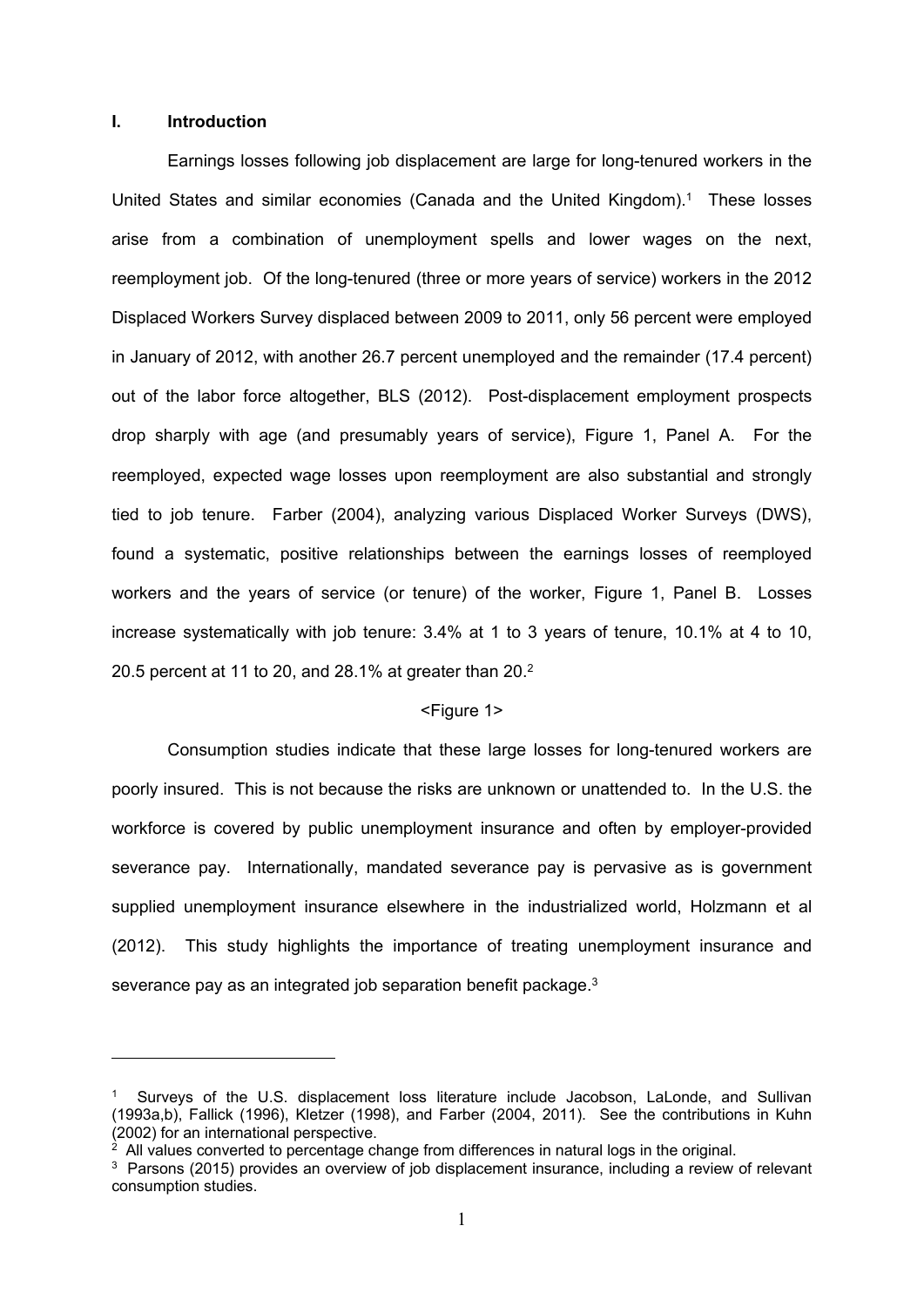## I. Introduction

Earnings losses following job displacement are large for long-tenured workers in the United States and similar economies (Canada and the United Kingdom).[1] These losses arise from a combination of unemployment spells and lower wages on the next, reemployment job. Of the long-tenured (three or more years of service) workers in the 2012 Displaced Workers Survey displaced between 2009 to 2011, only 56 percent were employed in January of 2012, with another 26.7 percent unemployed and the remainder (17.4 percent) out of the labor force altogether, BLS (2012). Post-displacement employment prospects drop sharply with age (and presumably years of service), Figure 1, Panel A. For the reemployed, expected wage losses upon reemployment are also substantial and strongly tied to job tenure. Farber (2004), analyzing various Displaced Worker Surveys (DWS), found a systematic, positive relationships between the earnings losses of reemployed workers and the years of service (or tenure) of the worker, Figure 1, Panel B. Losses increase systematically with job tenure: 3.4% at 1 to 3 years of tenure, 10.1% at 4 to 10, 20.5 percent at 11 to 20, and 28.1% at greater than 20.[2]

<Figure 1>

Consumption studies indicate that these large losses for long-tenured workers are poorly insured. This is not because the risks are unknown or unattended to. In the U.S. the workforce is covered by public unemployment insurance and often by employer-provided severance pay. Internationally, mandated severance pay is pervasive as is government supplied unemployment insurance elsewhere in the industrialized world, Holzmann et al (2012). This study highlights the importance of treating unemployment insurance and severance pay as an integrated job separation benefit package.[3]

---

[1] Surveys of the U.S. displacement loss literature include Jacobson, LaLonde, and Sullivan (1993a,b), Fallick (1996), Kletzer (1998), and Farber (2004, 2011). See the contributions in Kuhn (2002) for an international perspective.

[2] All values converted to percentage change from differences in natural logs in the original.

[3] Parsons (2015) provides an overview of job displacement insurance, including a review of relevant consumption studies.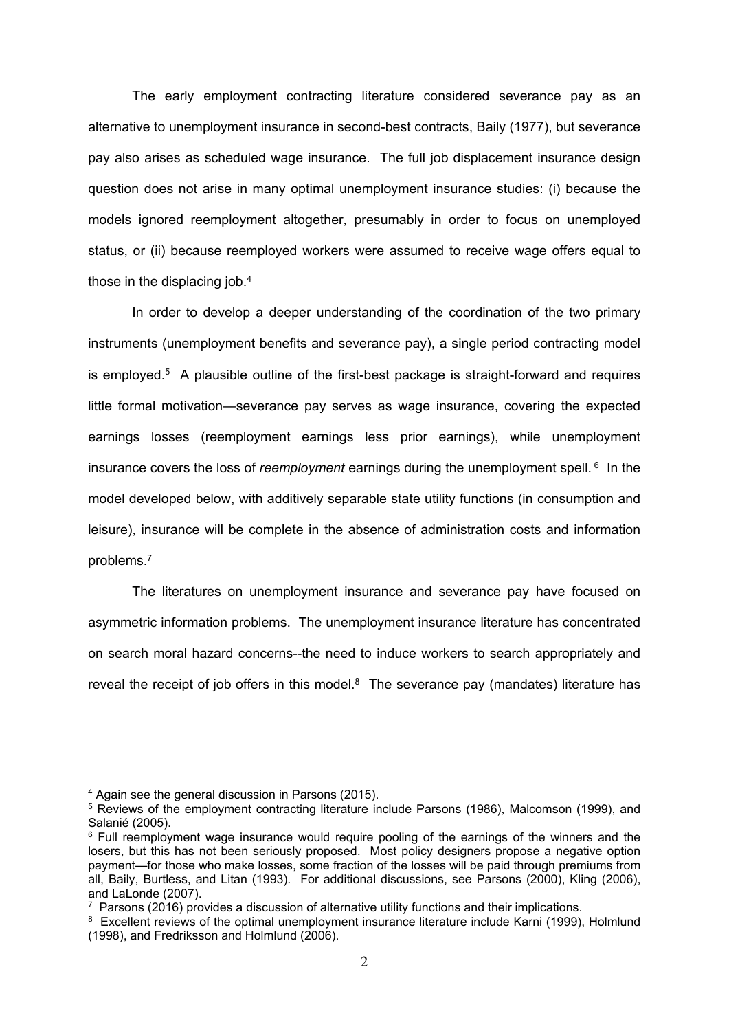The early employment contracting literature considered severance pay as an alternative to unemployment insurance in second-best contracts, Baily (1977), but severance pay also arises as scheduled wage insurance. The full job displacement insurance design question does not arise in many optimal unemployment insurance studies: (i) because the models ignored reemployment altogether, presumably in order to focus on unemployed status, or (ii) because reemployed workers were assumed to receive wage offers equal to those in the displacing job.[4]

In order to develop a deeper understanding of the coordination of the two primary instruments (unemployment benefits and severance pay), a single period contracting model is employed.[5] A plausible outline of the first-best package is straight-forward and requires little formal motivation—severance pay serves as wage insurance, covering the expected earnings losses (reemployment earnings less prior earnings), while unemployment insurance covers the loss of *reemployment* earnings during the unemployment spell.[6] In the model developed below, with additively separable state utility functions (in consumption and leisure), insurance will be complete in the absence of administration costs and information problems.[7]

The literatures on unemployment insurance and severance pay have focused on asymmetric information problems. The unemployment insurance literature has concentrated on search moral hazard concerns--the need to induce workers to search appropriately and reveal the receipt of job offers in this model.[8] The severance pay (mandates) literature has

---

[4] Again see the general discussion in Parsons (2015).

[5] Reviews of the employment contracting literature include Parsons (1986), Malcomson (1999), and Salanié (2005).

[6] Full reemployment wage insurance would require pooling of the earnings of the winners and the losers, but this has not been seriously proposed. Most policy designers propose a negative option payment—for those who make losses, some fraction of the losses will be paid through premiums from all, Baily, Burtless, and Litan (1993). For additional discussions, see Parsons (2000), Kling (2006), and LaLonde (2007).

[7] Parsons (2016) provides a discussion of alternative utility functions and their implications.

[8] Excellent reviews of the optimal unemployment insurance literature include Karni (1999), Holmlund (1998), and Fredriksson and Holmlund (2006).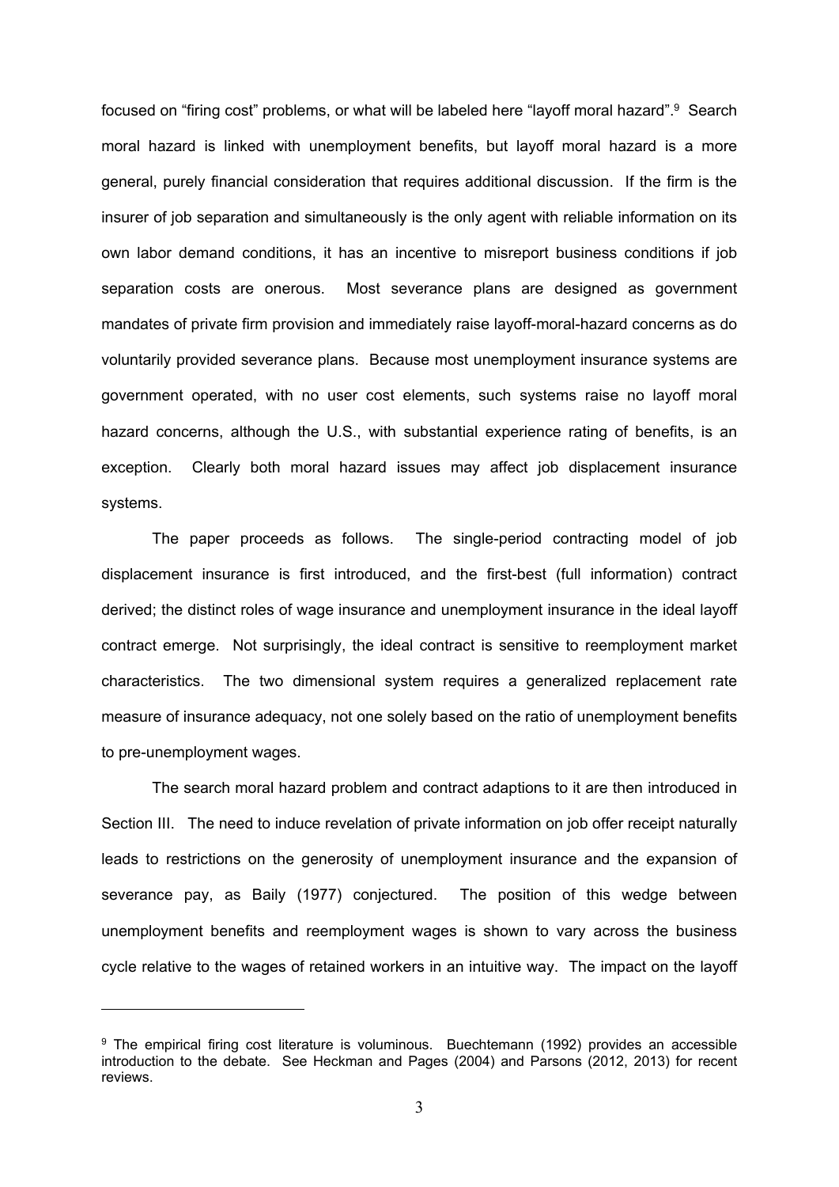focused on "firing cost" problems, or what will be labeled here "layoff moral hazard".[9] Search moral hazard is linked with unemployment benefits, but layoff moral hazard is a more general, purely financial consideration that requires additional discussion. If the firm is the insurer of job separation and simultaneously is the only agent with reliable information on its own labor demand conditions, it has an incentive to misreport business conditions if job separation costs are onerous. Most severance plans are designed as government mandates of private firm provision and immediately raise layoff-moral-hazard concerns as do voluntarily provided severance plans. Because most unemployment insurance systems are government operated, with no user cost elements, such systems raise no layoff moral hazard concerns, although the U.S., with substantial experience rating of benefits, is an exception. Clearly both moral hazard issues may affect job displacement insurance systems.

The paper proceeds as follows. The single-period contracting model of job displacement insurance is first introduced, and the first-best (full information) contract derived; the distinct roles of wage insurance and unemployment insurance in the ideal layoff contract emerge. Not surprisingly, the ideal contract is sensitive to reemployment market characteristics. The two dimensional system requires a generalized replacement rate measure of insurance adequacy, not one solely based on the ratio of unemployment benefits to pre-unemployment wages.

The search moral hazard problem and contract adaptions to it are then introduced in Section III. The need to induce revelation of private information on job offer receipt naturally leads to restrictions on the generosity of unemployment insurance and the expansion of severance pay, as Baily (1977) conjectured. The position of this wedge between unemployment benefits and reemployment wages is shown to vary across the business cycle relative to the wages of retained workers in an intuitive way. The impact on the layoff

[9] The empirical firing cost literature is voluminous. Buechtemann (1992) provides an accessible introduction to the debate. See Heckman and Pages (2004) and Parsons (2012, 2013) for recent reviews.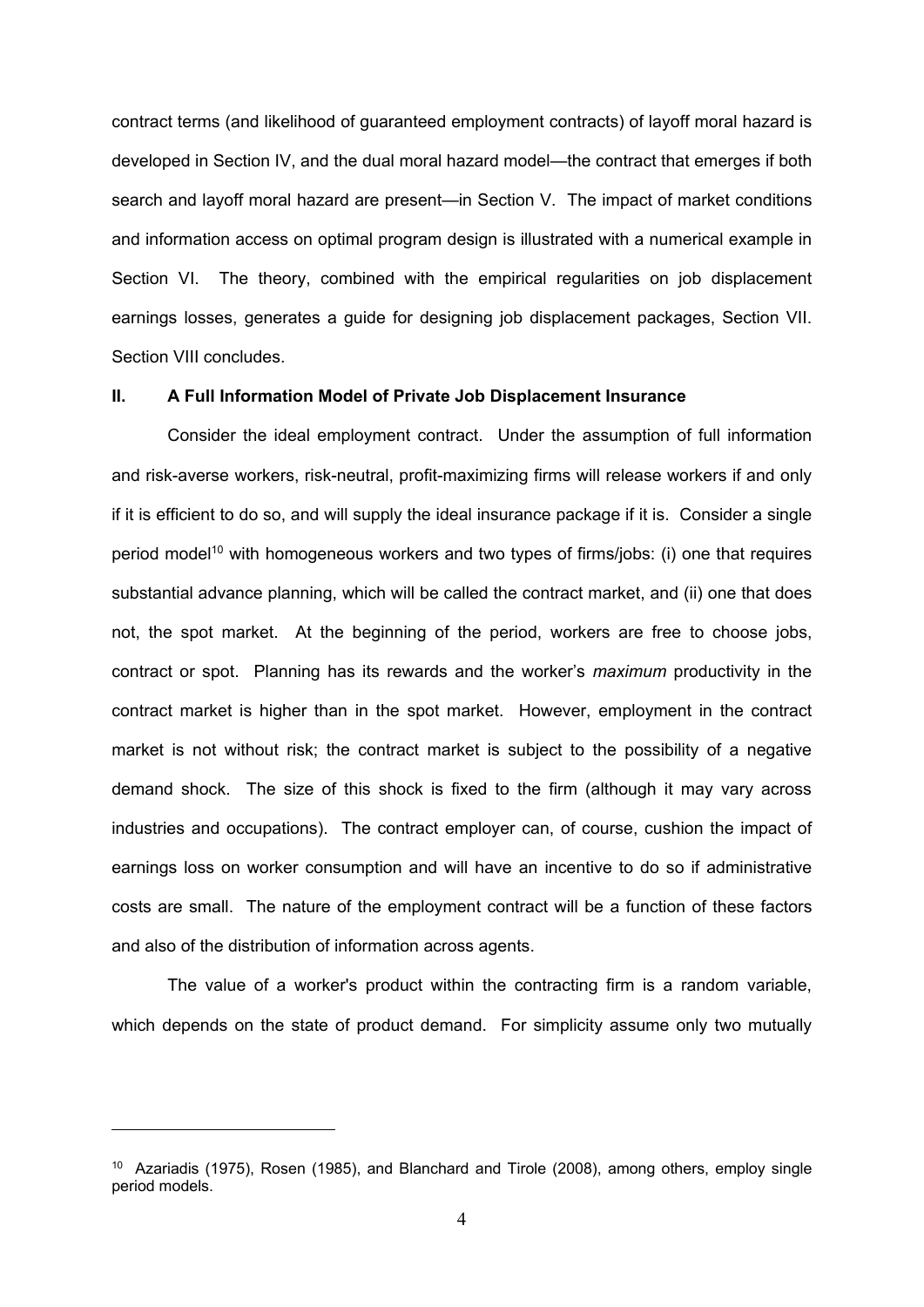contract terms (and likelihood of guaranteed employment contracts) of layoff moral hazard is developed in Section IV, and the dual moral hazard model—the contract that emerges if both search and layoff moral hazard are present—in Section V. The impact of market conditions and information access on optimal program design is illustrated with a numerical example in Section VI. The theory, combined with the empirical regularities on job displacement earnings losses, generates a guide for designing job displacement packages, Section VII. Section VIII concludes.

## II. A Full Information Model of Private Job Displacement Insurance

Consider the ideal employment contract. Under the assumption of full information and risk-averse workers, risk-neutral, profit-maximizing firms will release workers if and only if it is efficient to do so, and will supply the ideal insurance package if it is. Consider a single period model[10] with homogeneous workers and two types of firms/jobs: (i) one that requires substantial advance planning, which will be called the contract market, and (ii) one that does not, the spot market. At the beginning of the period, workers are free to choose jobs, contract or spot. Planning has its rewards and the worker's *maximum* productivity in the contract market is higher than in the spot market. However, employment in the contract market is not without risk; the contract market is subject to the possibility of a negative demand shock. The size of this shock is fixed to the firm (although it may vary across industries and occupations). The contract employer can, of course, cushion the impact of earnings loss on worker consumption and will have an incentive to do so if administrative costs are small. The nature of the employment contract will be a function of these factors and also of the distribution of information across agents.

The value of a worker's product within the contracting firm is a random variable, which depends on the state of product demand. For simplicity assume only two mutually

[10] Azariadis (1975), Rosen (1985), and Blanchard and Tirole (2008), among others, employ single period models.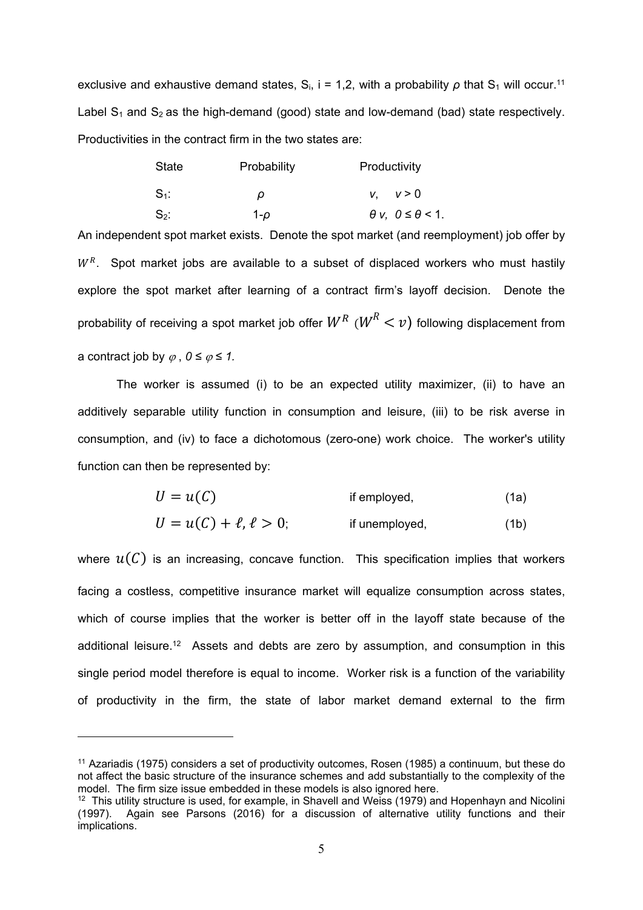exclusive and exhaustive demand states, $S_i$, i = 1,2, with a probability $\rho$ that $S_1$ will occur.[11] Label $S_1$ and $S_2$ as the high-demand (good) state and low-demand (bad) state respectively. Productivities in the contract firm in the two states are:

| State | Probability | Productivity |
|---|---|---|
| $S_1$: | $\rho$ | $v$, $v > 0$ |
| $S_2$: | $1-\rho$ | $\theta v$, $0 \leq \theta < 1$. |

An independent spot market exists. Denote the spot market (and reemployment) job offer by $W^R$. Spot market jobs are available to a subset of displaced workers who must hastily explore the spot market after learning of a contract firm's layoff decision. Denote the probability of receiving a spot market job offer $W^R$ ($W^R < v$) following displacement from a contract job by $\varphi$, $0 \leq \varphi \leq 1$.

The worker is assumed (i) to be an expected utility maximizer, (ii) to have an additively separable utility function in consumption and leisure, (iii) to be risk averse in consumption, and (iv) to face a dichotomous (zero-one) work choice. The worker's utility function can then be represented by:

$$U = u(C) \qquad \text{if employed,} \qquad (1a)$$

$$U = u(C) + \ell, \ell > 0; \qquad \text{if unemployed,} \qquad (1b)$$

where $u(C)$ is an increasing, concave function. This specification implies that workers facing a costless, competitive insurance market will equalize consumption across states, which of course implies that the worker is better off in the layoff state because of the additional leisure.[12] Assets and debts are zero by assumption, and consumption in this single period model therefore is equal to income. Worker risk is a function of the variability of productivity in the firm, the state of labor market demand external to the firm

---

[11] Azariadis (1975) considers a set of productivity outcomes, Rosen (1985) a continuum, but these do not affect the basic structure of the insurance schemes and add substantially to the complexity of the model. The firm size issue embedded in these models is also ignored here.

[12] This utility structure is used, for example, in Shavell and Weiss (1979) and Hopenhayn and Nicolini (1997). Again see Parsons (2016) for a discussion of alternative utility functions and their implications.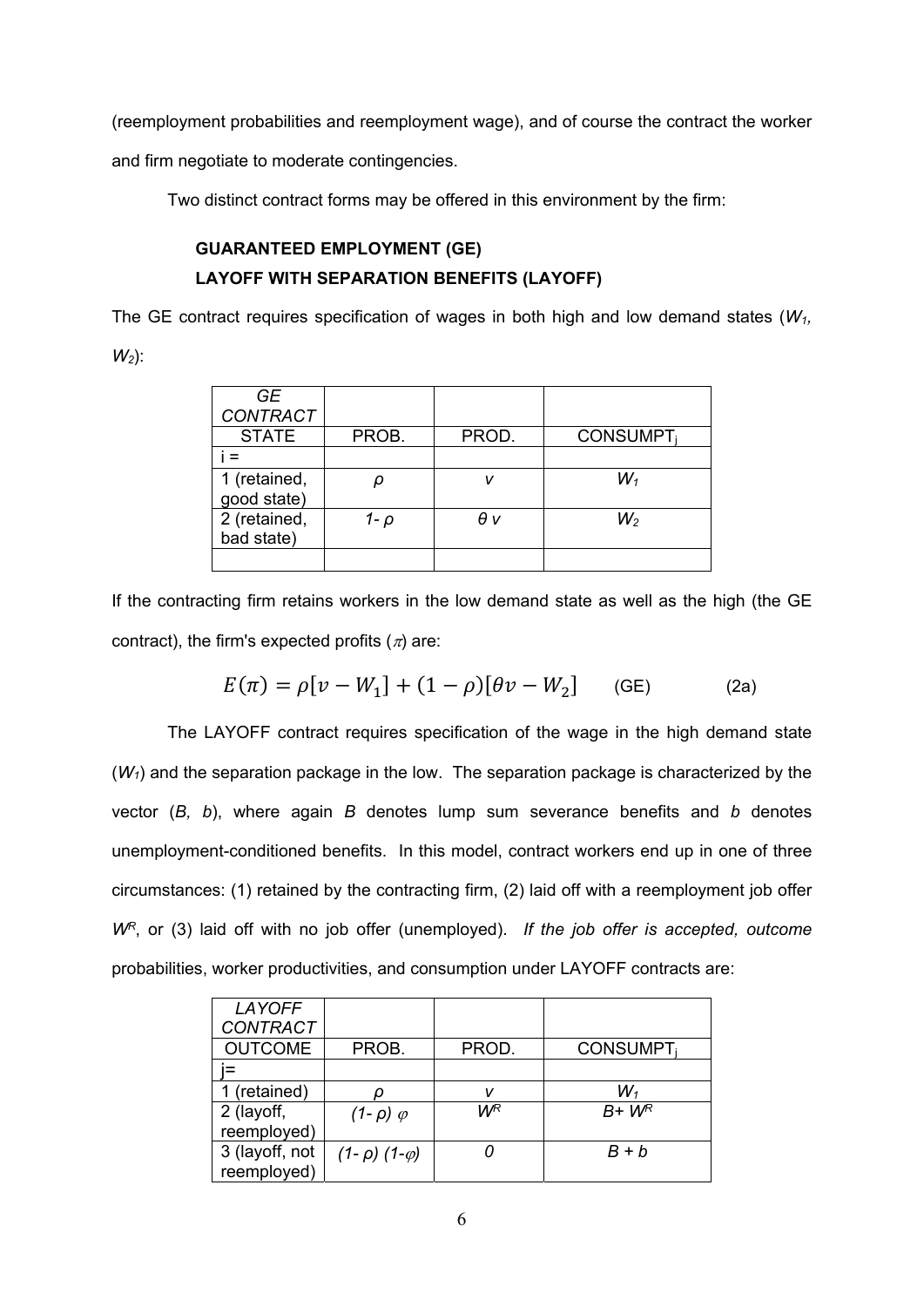(reemployment probabilities and reemployment wage), and of course the contract the worker and firm negotiate to moderate contingencies.

Two distinct contract forms may be offered in this environment by the firm:

**GUARANTEED EMPLOYMENT (GE)**

**LAYOFF WITH SEPARATION BENEFITS (LAYOFF)**

The GE contract requires specification of wages in both high and low demand states ($W_1$, $W_2$):

| *GE CONTRACT* | | | |
|---|---|---|---|
| STATE | PROB. | PROD. | CONSUMPT$_j$ |
| i = | | | |
| 1 (retained, good state) | $\rho$ | $v$ | $W_1$ |
| 2 (retained, bad state) | $1-\rho$ | $\theta v$ | $W_2$ |
| | | | |

If the contracting firm retains workers in the low demand state as well as the high (the GE contract), the firm's expected profits ($\pi$) are:

$$E(\pi) = \rho[v - W_1] + (1-\rho)[\theta v - W_2] \qquad \text{(GE)} \qquad\qquad (2a)$$

The LAYOFF contract requires specification of the wage in the high demand state ($W_1$) and the separation package in the low. The separation package is characterized by the vector ($B$, $b$), where again $B$ denotes lump sum severance benefits and $b$ denotes unemployment-conditioned benefits. In this model, contract workers end up in one of three circumstances: (1) retained by the contracting firm, (2) laid off with a reemployment job offer $W^R$, or (3) laid off with no job offer (unemployed). *If the job offer is accepted, outcome* probabilities, worker productivities, and consumption under LAYOFF contracts are:

| *LAYOFF CONTRACT* | | | |
|---|---|---|---|
| OUTCOME | PROB. | PROD. | CONSUMPT$_j$ |
| j= | | | |
| 1 (retained) | $\rho$ | $v$ | $W_1$ |
| 2 (layoff, reemployed) | $(1-\rho)\,\varphi$ | $W^R$ | $B + W^R$ |
| 3 (layoff, not reemployed) | $(1-\rho)\,(1-\varphi)$ | $0$ | $B + b$ |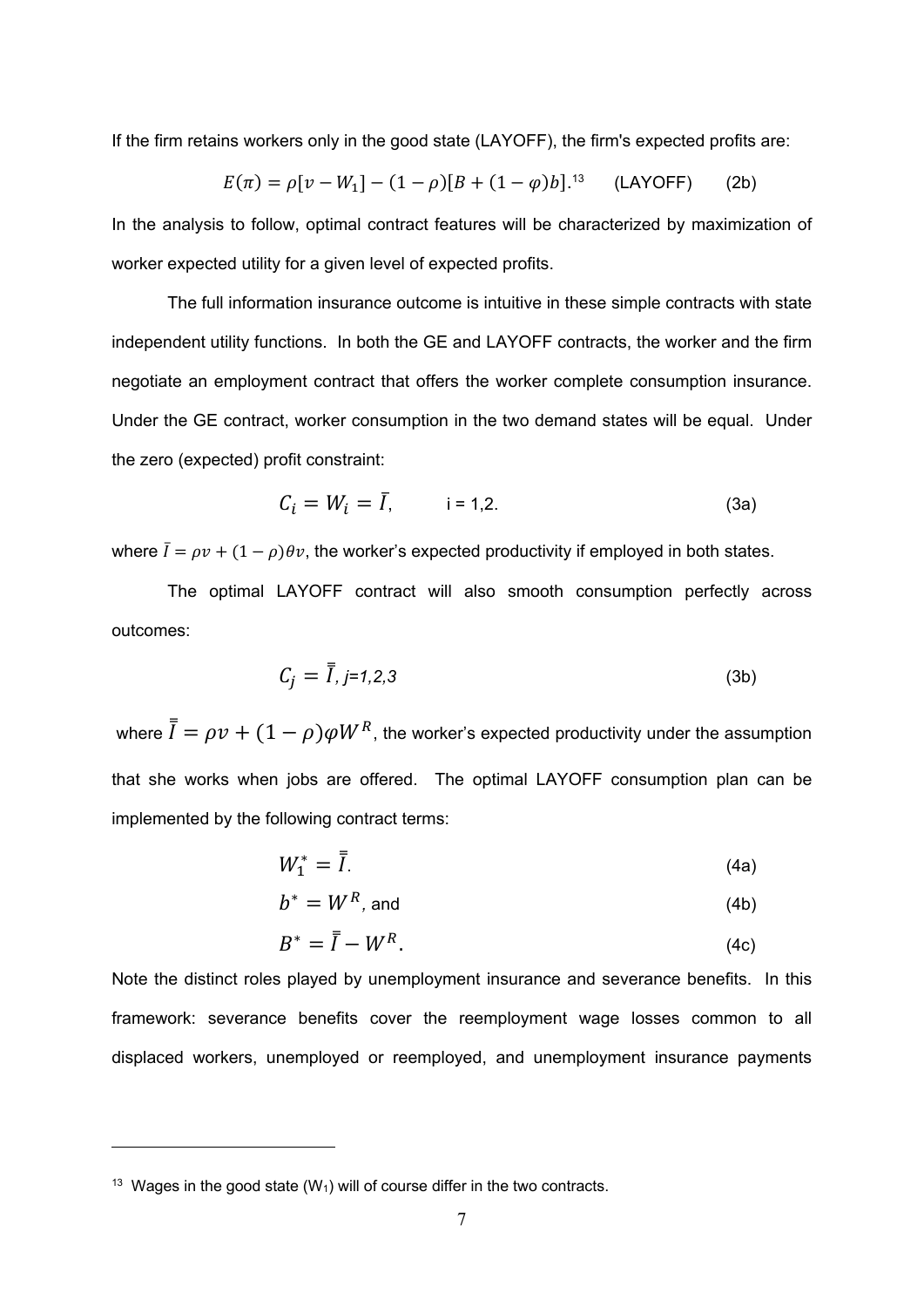If the firm retains workers only in the good state (LAYOFF), the firm's expected profits are:

$$E(\pi) = \rho[v - W_1] - (1-\rho)[B + (1-\varphi)b].^{13} \qquad \text{(LAYOFF)} \qquad (2b)$$

In the analysis to follow, optimal contract features will be characterized by maximization of worker expected utility for a given level of expected profits.

The full information insurance outcome is intuitive in these simple contracts with state independent utility functions. In both the GE and LAYOFF contracts, the worker and the firm negotiate an employment contract that offers the worker complete consumption insurance. Under the GE contract, worker consumption in the two demand states will be equal. Under the zero (expected) profit constraint:

$$C_i = W_i = \bar{I}, \qquad \text{i = 1,2.} \qquad (3a)$$

where $\bar{I} = \rho v + (1-\rho)\theta v$, the worker's expected productivity if employed in both states.

The optimal LAYOFF contract will also smooth consumption perfectly across outcomes:

$$C_j = \bar{\bar{I}}, \; j\text{=1,2,3} \qquad (3b)$$

where $\bar{\bar{I}} = \rho v + (1-\rho)\varphi W^R$, the worker's expected productivity under the assumption that she works when jobs are offered. The optimal LAYOFF consumption plan can be implemented by the following contract terms:

$$W_1^* = \bar{\bar{I}}. \qquad (4a)$$

$$b^* = W^R, \text{ and} \qquad (4b)$$

$$B^* = \bar{\bar{I}} - W^R. \qquad (4c)$$

Note the distinct roles played by unemployment insurance and severance benefits. In this framework: severance benefits cover the reemployment wage losses common to all displaced workers, unemployed or reemployed, and unemployment insurance payments

---

[13] Wages in the good state ($W_1$) will of course differ in the two contracts.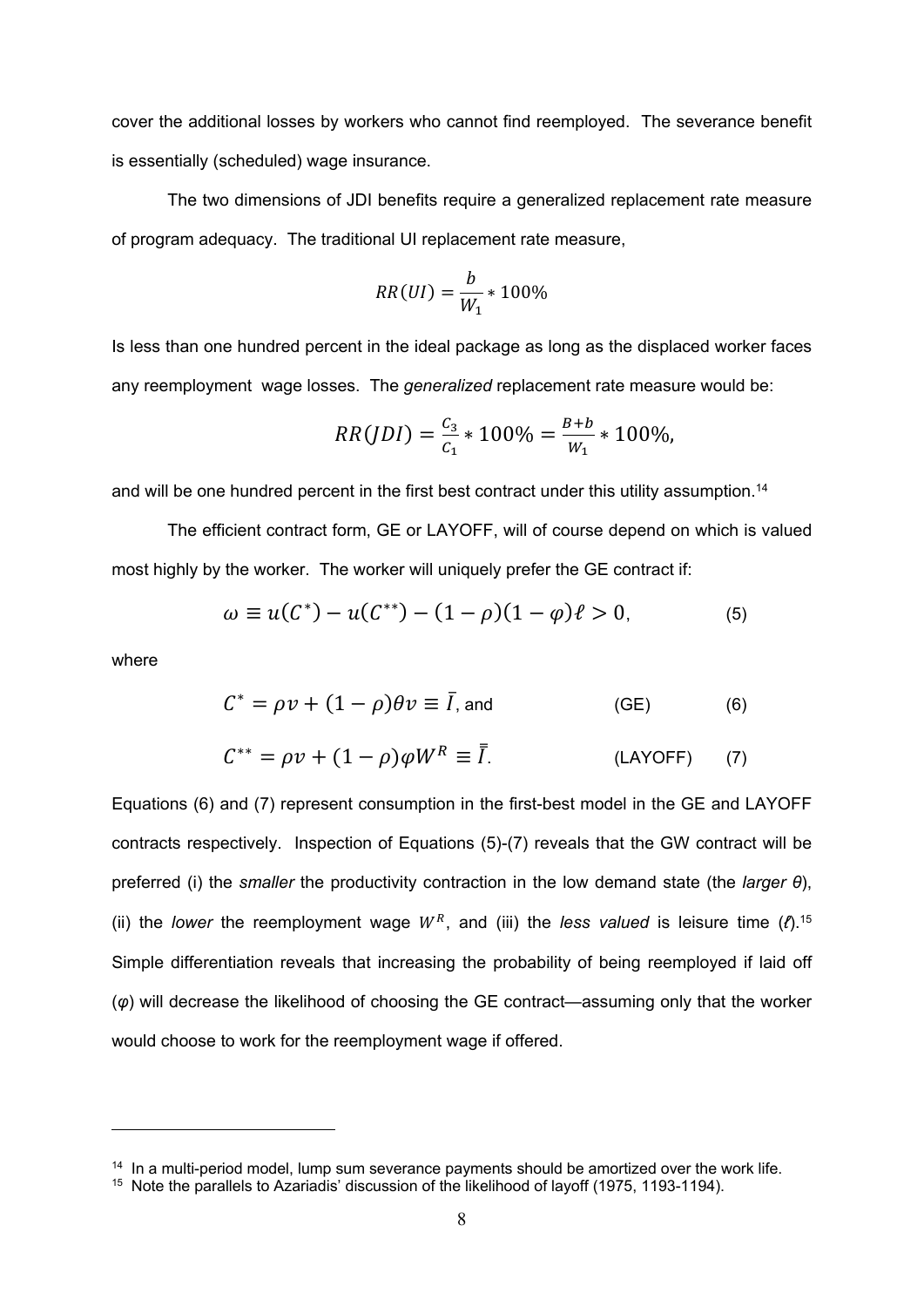cover the additional losses by workers who cannot find reemployed. The severance benefit is essentially (scheduled) wage insurance.

The two dimensions of JDI benefits require a generalized replacement rate measure of program adequacy. The traditional UI replacement rate measure,

$$RR(UI) = \frac{b}{W_1} * 100\%$$

Is less than one hundred percent in the ideal package as long as the displaced worker faces any reemployment wage losses. The *generalized* replacement rate measure would be:

$$RR(JDI) = \frac{C_3}{C_1} * 100\% = \frac{B+b}{W_1} * 100\%,$$

and will be one hundred percent in the first best contract under this utility assumption.[14]

The efficient contract form, GE or LAYOFF, will of course depend on which is valued most highly by the worker. The worker will uniquely prefer the GE contract if:

$$\omega \equiv u(C^*) - u(C^{**}) - (1-\rho)(1-\varphi)\ell > 0, \qquad (5)$$

where

$$C^* = \rho v + (1-\rho)\theta v \equiv \bar{I}, \text{ and} \qquad \text{(GE)} \qquad (6)$$

$$C^{**} = \rho v + (1-\rho)\varphi W^R \equiv \bar{\bar{I}}. \qquad \text{(LAYOFF)} \qquad (7)$$

Equations (6) and (7) represent consumption in the first-best model in the GE and LAYOFF contracts respectively. Inspection of Equations (5)-(7) reveals that the GW contract will be preferred (i) the *smaller* the productivity contraction in the low demand state (the *larger θ*), (ii) the *lower* the reemployment wage $W^R$, and (iii) the *less valued* is leisure time ($\ell$).[15] Simple differentiation reveals that increasing the probability of being reemployed if laid off ($\varphi$) will decrease the likelihood of choosing the GE contract—assuming only that the worker would choose to work for the reemployment wage if offered.

---

[14] In a multi-period model, lump sum severance payments should be amortized over the work life.

[15] Note the parallels to Azariadis' discussion of the likelihood of layoff (1975, 1193-1194).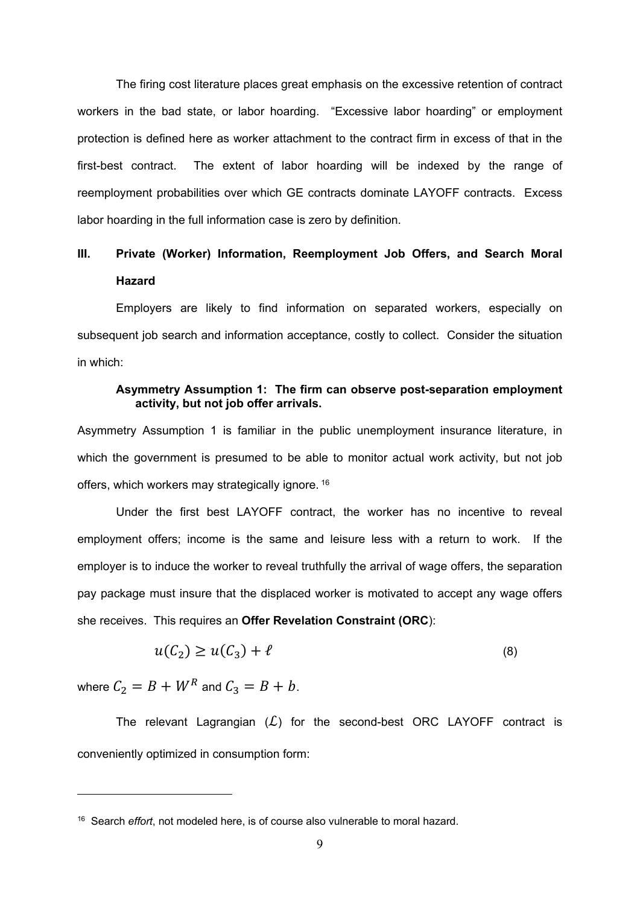The firing cost literature places great emphasis on the excessive retention of contract workers in the bad state, or labor hoarding. "Excessive labor hoarding" or employment protection is defined here as worker attachment to the contract firm in excess of that in the first-best contract. The extent of labor hoarding will be indexed by the range of reemployment probabilities over which GE contracts dominate LAYOFF contracts. Excess labor hoarding in the full information case is zero by definition.

## III. Private (Worker) Information, Reemployment Job Offers, and Search Moral Hazard

Employers are likely to find information on separated workers, especially on subsequent job search and information acceptance, costly to collect. Consider the situation in which:

> **Asymmetry Assumption 1: The firm can observe post-separation employment activity, but not job offer arrivals.**

Asymmetry Assumption 1 is familiar in the public unemployment insurance literature, in which the government is presumed to be able to monitor actual work activity, but not job offers, which workers may strategically ignore.[16]

Under the first best LAYOFF contract, the worker has no incentive to reveal employment offers; income is the same and leisure less with a return to work. If the employer is to induce the worker to reveal truthfully the arrival of wage offers, the separation pay package must insure that the displaced worker is motivated to accept any wage offers she receives. This requires an **Offer Revelation Constraint (ORC)**:

$$u(C_2) \geq u(C_3) + \ell \tag{8}$$

where $C_2 = B + W^R$ and $C_3 = B + b$.

The relevant Lagrangian ($\mathcal{L}$) for the second-best ORC LAYOFF contract is conveniently optimized in consumption form:

---

[16] Search *effort*, not modeled here, is of course also vulnerable to moral hazard.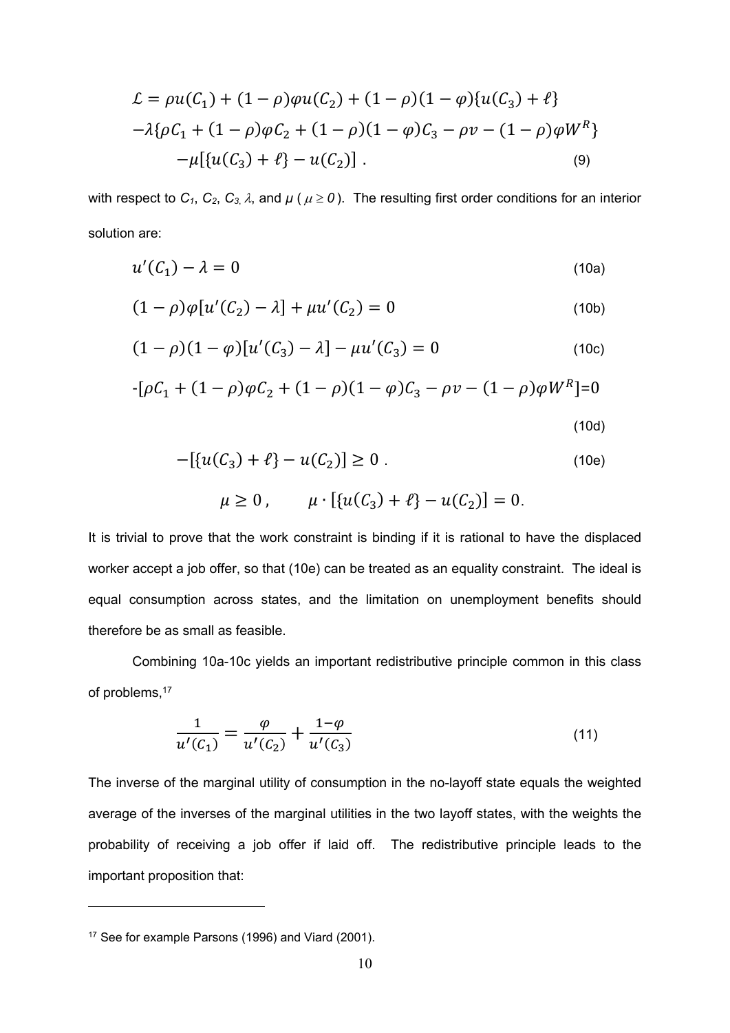$$
\begin{aligned}
\mathcal{L} &= \rho u(C_1) + (1-\rho)\varphi u(C_2) + (1-\rho)(1-\varphi)\{u(C_3) + \ell\} \\
&-\lambda\{\rho C_1 + (1-\rho)\varphi C_2 + (1-\rho)(1-\varphi)C_3 - \rho v - (1-\rho)\varphi W^R\} \\
&\quad -\mu[\{u(C_3) + \ell\} - u(C_2)] \ . \qquad (9)
\end{aligned}
$$

with respect to $C_1$, $C_2$, $C_3$, $\lambda$, and $\mu$ ( $\mu \geq 0$ ). The resulting first order conditions for an interior solution are:

$$u'(C_1) - \lambda = 0 \qquad (10a)$$

$$(1-\rho)\varphi[u'(C_2) - \lambda] + \mu u'(C_2) = 0 \qquad (10b)$$

$$(1-\rho)(1-\varphi)[u'(C_3) - \lambda] - \mu u'(C_3) = 0 \qquad (10c)$$

$$-[\rho C_1 + (1-\rho)\varphi C_2 + (1-\rho)(1-\varphi)C_3 - \rho v - (1-\rho)\varphi W^R] = 0 \qquad (10d)$$

$$-[\{u(C_3) + \ell\} - u(C_2)] \geq 0 \ . \qquad (10e)$$

$$\mu \geq 0 \ , \qquad \mu \cdot [\{u(C_3) + \ell\} - u(C_2)] = 0.$$

It is trivial to prove that the work constraint is binding if it is rational to have the displaced worker accept a job offer, so that (10e) can be treated as an equality constraint. The ideal is equal consumption across states, and the limitation on unemployment benefits should therefore be as small as feasible.

Combining 10a-10c yields an important redistributive principle common in this class of problems,[17]

$$\frac{1}{u'(C_1)} = \frac{\varphi}{u'(C_2)} + \frac{1-\varphi}{u'(C_3)} \qquad (11)$$

The inverse of the marginal utility of consumption in the no-layoff state equals the weighted average of the inverses of the marginal utilities in the two layoff states, with the weights the probability of receiving a job offer if laid off. The redistributive principle leads to the important proposition that:

---

[17] See for example Parsons (1996) and Viard (2001).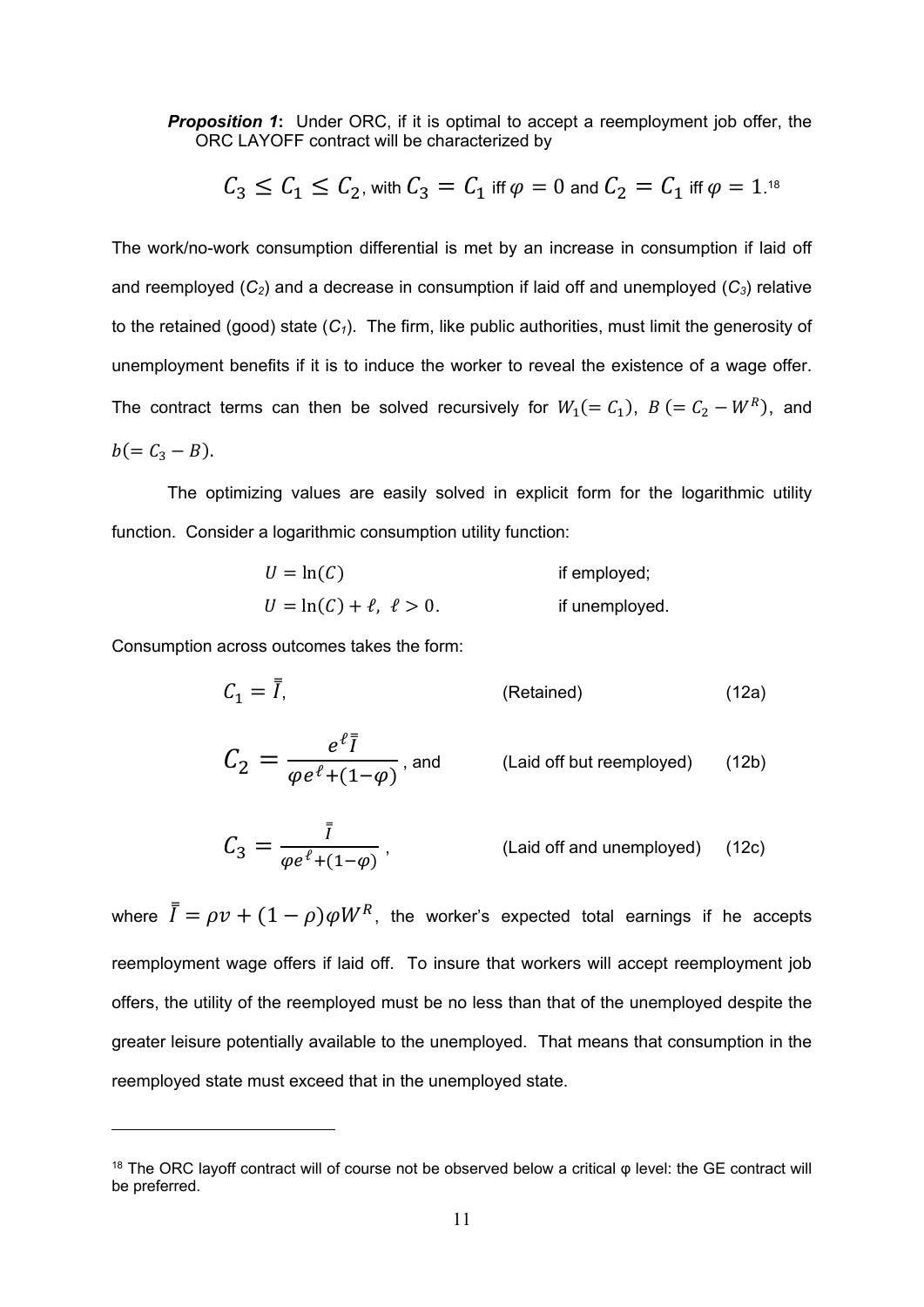***Proposition 1*:** Under ORC, if it is optimal to accept a reemployment job offer, the ORC LAYOFF contract will be characterized by

$$C_3 \leq C_1 \leq C_2, \text{ with } C_3 = C_1 \text{ iff } \varphi = 0 \text{ and } C_2 = C_1 \text{ iff } \varphi = 1.$$[18]

The work/no-work consumption differential is met by an increase in consumption if laid off and reemployed ($C_2$) and a decrease in consumption if laid off and unemployed ($C_3$) relative to the retained (good) state ($C_1$). The firm, like public authorities, must limit the generosity of unemployment benefits if it is to induce the worker to reveal the existence of a wage offer. The contract terms can then be solved recursively for $W_1 (= C_1)$, $B\ (= C_2 - W^R)$, and $b (= C_3 - B)$.

The optimizing values are easily solved in explicit form for the logarithmic utility function. Consider a logarithmic consumption utility function:

$$U = \ln(C) \qquad \text{if employed;}$$

$$U = \ln(C) + \ell,\ \ell > 0. \qquad \text{if unemployed.}$$

Consumption across outcomes takes the form:

$$C_1 = \bar{\bar{I}}, \qquad \text{(Retained)} \qquad (12a)$$

$$C_2 = \frac{e^{\ell}\bar{\bar{I}}}{\varphi e^{\ell} + (1-\varphi)}, \text{ and} \qquad \text{(Laid off but reemployed)} \qquad (12b)$$

$$C_3 = \frac{\bar{\bar{I}}}{\varphi e^{\ell} + (1-\varphi)}, \qquad \text{(Laid off and unemployed)} \qquad (12c)$$

where $\bar{\bar{I}} = \rho v + (1-\rho)\varphi W^R$, the worker's expected total earnings if he accepts reemployment wage offers if laid off. To insure that workers will accept reemployment job offers, the utility of the reemployed must be no less than that of the unemployed despite the greater leisure potentially available to the unemployed. That means that consumption in the reemployed state must exceed that in the unemployed state.

[18] The ORC layoff contract will of course not be observed below a critical φ level: the GE contract will be preferred.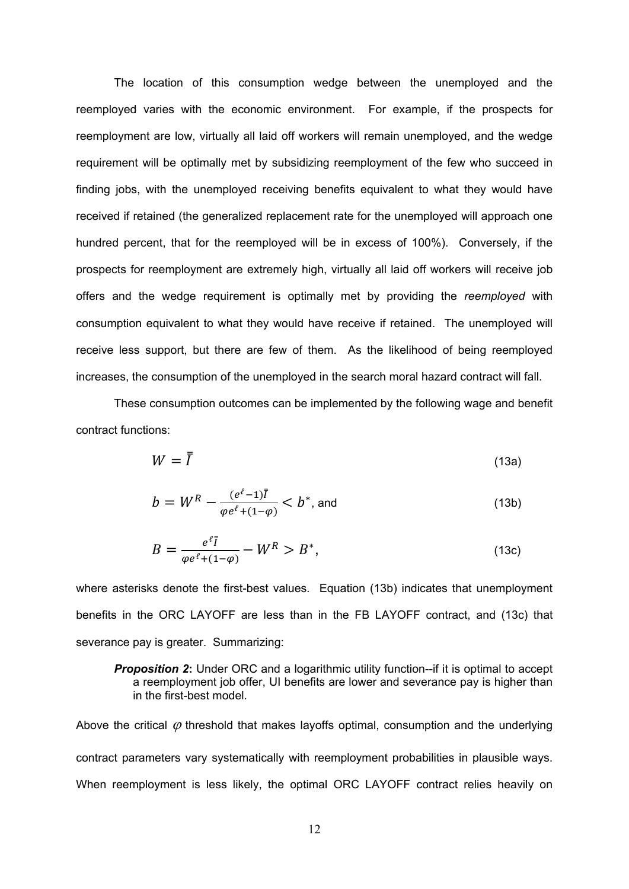The location of this consumption wedge between the unemployed and the reemployed varies with the economic environment. For example, if the prospects for reemployment are low, virtually all laid off workers will remain unemployed, and the wedge requirement will be optimally met by subsidizing reemployment of the few who succeed in finding jobs, with the unemployed receiving benefits equivalent to what they would have received if retained (the generalized replacement rate for the unemployed will approach one hundred percent, that for the reemployed will be in excess of 100%). Conversely, if the prospects for reemployment are extremely high, virtually all laid off workers will receive job offers and the wedge requirement is optimally met by providing the *reemployed* with consumption equivalent to what they would have receive if retained. The unemployed will receive less support, but there are few of them. As the likelihood of being reemployed increases, the consumption of the unemployed in the search moral hazard contract will fall.

These consumption outcomes can be implemented by the following wage and benefit contract functions:

$$W = \bar{\bar{I}} \tag{13a}$$

$$b = W^R - \frac{(e^{\ell}-1)\bar{\bar{I}}}{\varphi e^{\ell}+(1-\varphi)} < b^*, \text{ and} \tag{13b}$$

$$B = \frac{e^{\ell}\bar{\bar{I}}}{\varphi e^{\ell}+(1-\varphi)} - W^R > B^*, \tag{13c}$$

where asterisks denote the first-best values. Equation (13b) indicates that unemployment benefits in the ORC LAYOFF are less than in the FB LAYOFF contract, and (13c) that severance pay is greater. Summarizing:

> ***Proposition 2*:** Under ORC and a logarithmic utility function--if it is optimal to accept a reemployment job offer, UI benefits are lower and severance pay is higher than in the first-best model.

Above the critical $\varphi$ threshold that makes layoffs optimal, consumption and the underlying contract parameters vary systematically with reemployment probabilities in plausible ways. When reemployment is less likely, the optimal ORC LAYOFF contract relies heavily on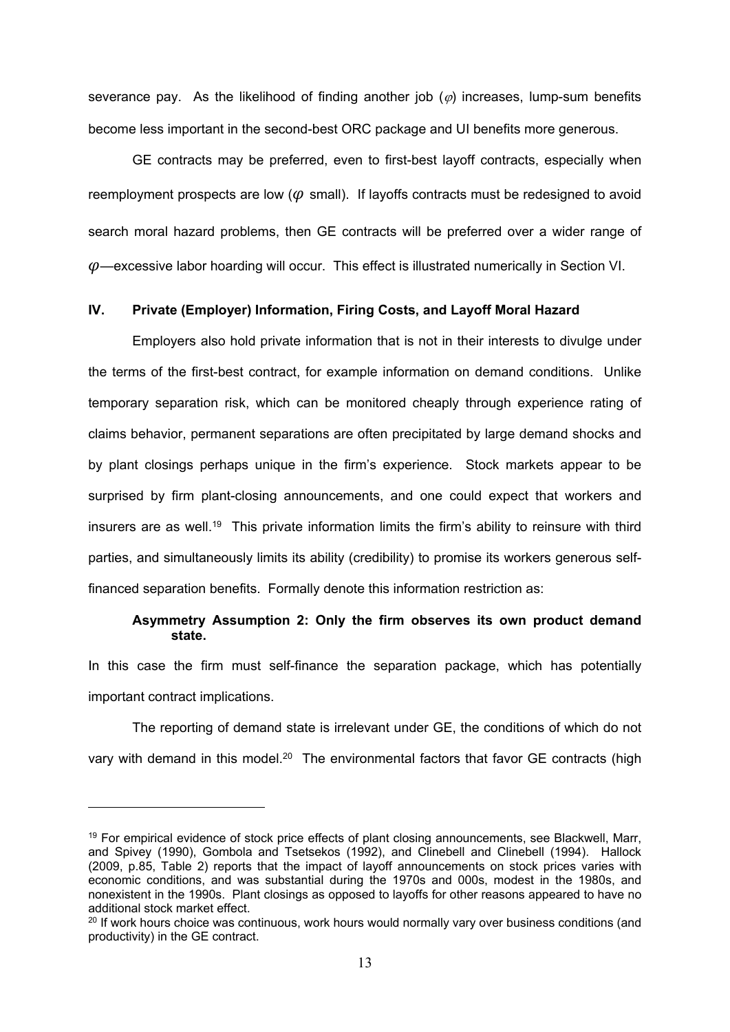severance pay. As the likelihood of finding another job ($\varphi$) increases, lump-sum benefits become less important in the second-best ORC package and UI benefits more generous.

GE contracts may be preferred, even to first-best layoff contracts, especially when reemployment prospects are low ($\varphi$ small). If layoffs contracts must be redesigned to avoid search moral hazard problems, then GE contracts will be preferred over a wider range of $\varphi$—excessive labor hoarding will occur. This effect is illustrated numerically in Section VI.

## IV. Private (Employer) Information, Firing Costs, and Layoff Moral Hazard

Employers also hold private information that is not in their interests to divulge under the terms of the first-best contract, for example information on demand conditions. Unlike temporary separation risk, which can be monitored cheaply through experience rating of claims behavior, permanent separations are often precipitated by large demand shocks and by plant closings perhaps unique in the firm's experience. Stock markets appear to be surprised by firm plant-closing announcements, and one could expect that workers and insurers are as well.[19] This private information limits the firm's ability to reinsure with third parties, and simultaneously limits its ability (credibility) to promise its workers generous self-financed separation benefits. Formally denote this information restriction as:

> **Asymmetry Assumption 2: Only the firm observes its own product demand state.**

In this case the firm must self-finance the separation package, which has potentially important contract implications.

The reporting of demand state is irrelevant under GE, the conditions of which do not vary with demand in this model.[20] The environmental factors that favor GE contracts (high

---

[19] For empirical evidence of stock price effects of plant closing announcements, see Blackwell, Marr, and Spivey (1990), Gombola and Tsetsekos (1992), and Clinebell and Clinebell (1994). Hallock (2009, p.85, Table 2) reports that the impact of layoff announcements on stock prices varies with economic conditions, and was substantial during the 1970s and 000s, modest in the 1980s, and nonexistent in the 1990s. Plant closings as opposed to layoffs for other reasons appeared to have no additional stock market effect.

[20] If work hours choice was continuous, work hours would normally vary over business conditions (and productivity) in the GE contract.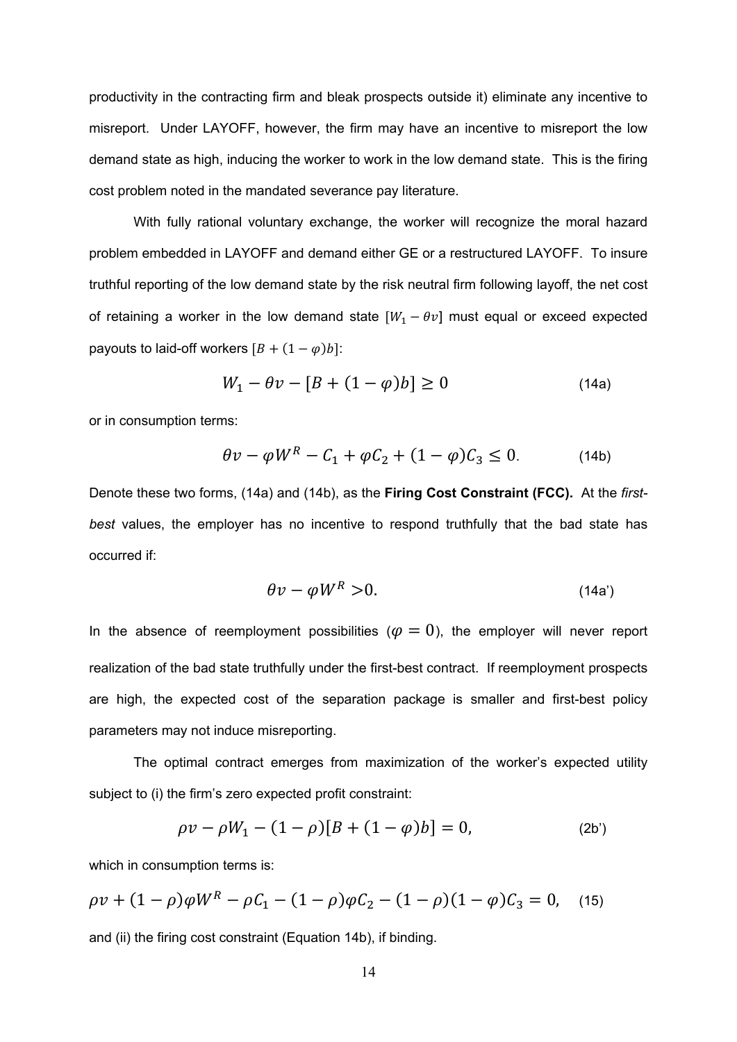productivity in the contracting firm and bleak prospects outside it) eliminate any incentive to misreport. Under LAYOFF, however, the firm may have an incentive to misreport the low demand state as high, inducing the worker to work in the low demand state. This is the firing cost problem noted in the mandated severance pay literature.

With fully rational voluntary exchange, the worker will recognize the moral hazard problem embedded in LAYOFF and demand either GE or a restructured LAYOFF. To insure truthful reporting of the low demand state by the risk neutral firm following layoff, the net cost of retaining a worker in the low demand state $[W_1 - \theta v]$ must equal or exceed expected payouts to laid-off workers $[B + (1 - \varphi)b]$:

$$W_1 - \theta v - [B + (1 - \varphi)b] \geq 0 \qquad \text{(14a)}$$

or in consumption terms:

$$\theta v - \varphi W^R - C_1 + \varphi C_2 + (1 - \varphi)C_3 \leq 0. \qquad \text{(14b)}$$

Denote these two forms, (14a) and (14b), as the **Firing Cost Constraint (FCC).** At the *first-best* values, the employer has no incentive to respond truthfully that the bad state has occurred if:

$$\theta v - \varphi W^R > 0. \qquad \text{(14a')}$$

In the absence of reemployment possibilities ($\varphi = 0$), the employer will never report realization of the bad state truthfully under the first-best contract. If reemployment prospects are high, the expected cost of the separation package is smaller and first-best policy parameters may not induce misreporting.

The optimal contract emerges from maximization of the worker's expected utility subject to (i) the firm's zero expected profit constraint:

$$\rho v - \rho W_1 - (1 - \rho)[B + (1 - \varphi)b] = 0, \qquad \text{(2b')}$$

which in consumption terms is:

$$\rho v + (1 - \rho)\varphi W^R - \rho C_1 - (1 - \rho)\varphi C_2 - (1 - \rho)(1 - \varphi)C_3 = 0, \qquad \text{(15)}$$

and (ii) the firing cost constraint (Equation 14b), if binding.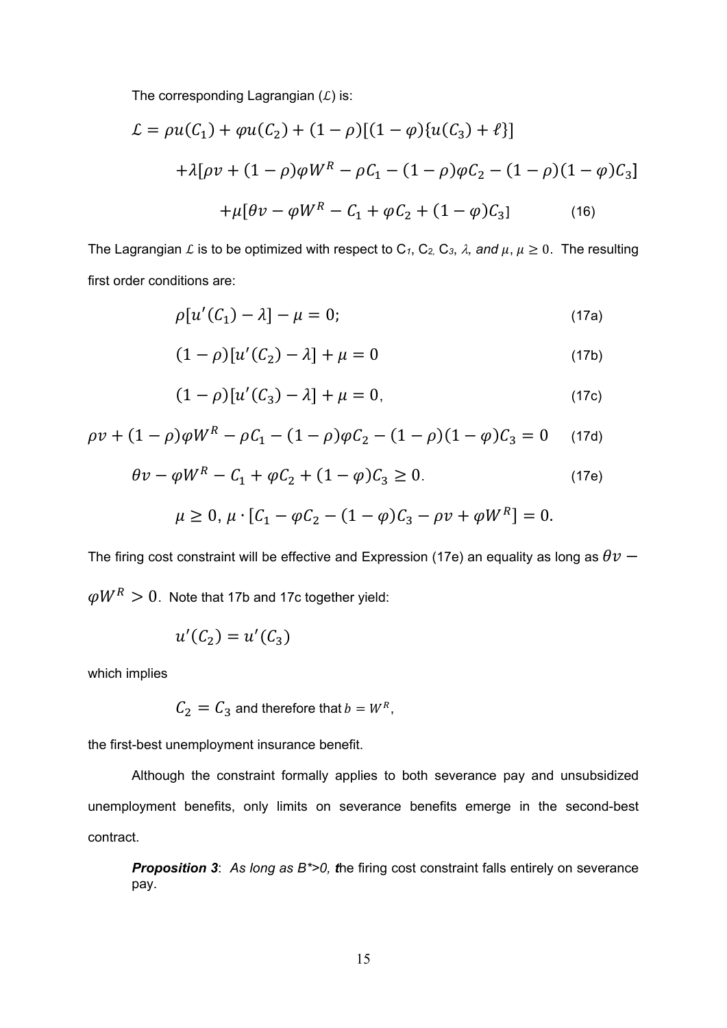The corresponding Lagrangian ($\mathcal{L}$) is:

$$\mathcal{L} = \rho u(C_1) + \varphi u(C_2) + (1-\rho)[(1-\varphi)\{u(C_3) + \ell\}]$$
$$+\lambda[\rho v + (1-\rho)\varphi W^R - \rho C_1 - (1-\rho)\varphi C_2 - (1-\rho)(1-\varphi)C_3]$$
$$+\mu[\theta v - \varphi W^R - C_1 + \varphi C_2 + (1-\varphi)C_3] \qquad (16)$$

The Lagrangian $\mathcal{L}$ is to be optimized with respect to $C_1$, $C_2$, $C_3$, $\lambda$, *and* $\mu$, $\mu \geq 0$. The resulting first order conditions are:

$$\rho[u'(C_1) - \lambda] - \mu = 0; \qquad (17a)$$

$$(1-\rho)[u'(C_2) - \lambda] + \mu = 0 \qquad (17b)$$

$$(1-\rho)[u'(C_3) - \lambda] + \mu = 0, \qquad (17c)$$

$$\rho v + (1-\rho)\varphi W^R - \rho C_1 - (1-\rho)\varphi C_2 - (1-\rho)(1-\varphi)C_3 = 0 \qquad (17d)$$

$$\theta v - \varphi W^R - C_1 + \varphi C_2 + (1-\varphi)C_3 \geq 0. \qquad (17e)$$

$$\mu \geq 0,\ \mu \cdot [C_1 - \varphi C_2 - (1-\varphi)C_3 - \rho v + \varphi W^R] = 0.$$

The firing cost constraint will be effective and Expression (17e) an equality as long as $\theta v - \varphi W^R > 0$. Note that 17b and 17c together yield:

$$u'(C_2) = u'(C_3)$$

which implies

$$C_2 = C_3 \text{ and therefore that } b = W^R,$$

the first-best unemployment insurance benefit.

Although the constraint formally applies to both severance pay and unsubsidized unemployment benefits, only limits on severance benefits emerge in the second-best contract.

> ***Proposition 3***: *As long as B\*>0, t*he firing cost constraint falls entirely on severance pay.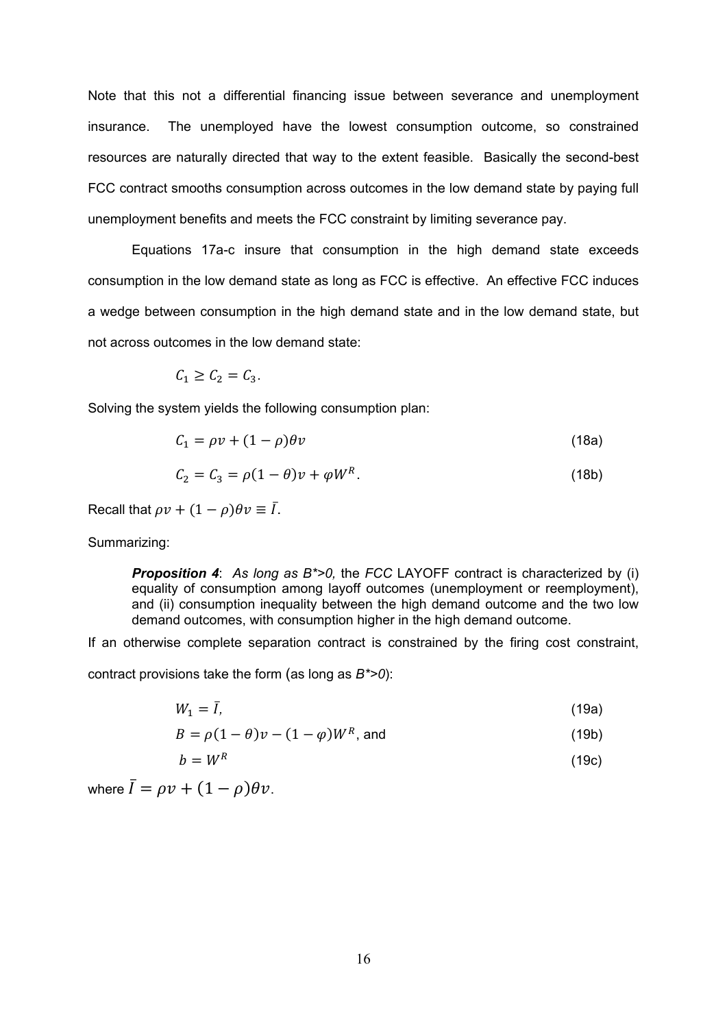Note that this not a differential financing issue between severance and unemployment insurance. The unemployed have the lowest consumption outcome, so constrained resources are naturally directed that way to the extent feasible. Basically the second-best FCC contract smooths consumption across outcomes in the low demand state by paying full unemployment benefits and meets the FCC constraint by limiting severance pay.

Equations 17a-c insure that consumption in the high demand state exceeds consumption in the low demand state as long as FCC is effective. An effective FCC induces a wedge between consumption in the high demand state and in the low demand state, but not across outcomes in the low demand state:

$$C_1 \geq C_2 = C_3.$$

Solving the system yields the following consumption plan:

$$C_1 = \rho v + (1 - \rho)\theta v \tag{18a}$$

$$C_2 = C_3 = \rho(1 - \theta)v + \varphi W^R. \tag{18b}$$

Recall that $\rho v + (1 - \rho)\theta v \equiv \bar{I}$.

Summarizing:

> ***Proposition 4***: *As long as B*>0,* the *FCC* LAYOFF contract is characterized by (i) equality of consumption among layoff outcomes (unemployment or reemployment), and (ii) consumption inequality between the high demand outcome and the two low demand outcomes, with consumption higher in the high demand outcome.

If an otherwise complete separation contract is constrained by the firing cost constraint, contract provisions take the form (as long as *B*>0*):

$$W_1 = \bar{I}, \tag{19a}$$

$$B = \rho(1 - \theta)v - (1 - \varphi)W^R, \text{ and} \tag{19b}$$

$$b = W^R \tag{19c}$$

where $\bar{I} = \rho v + (1 - \rho)\theta v$.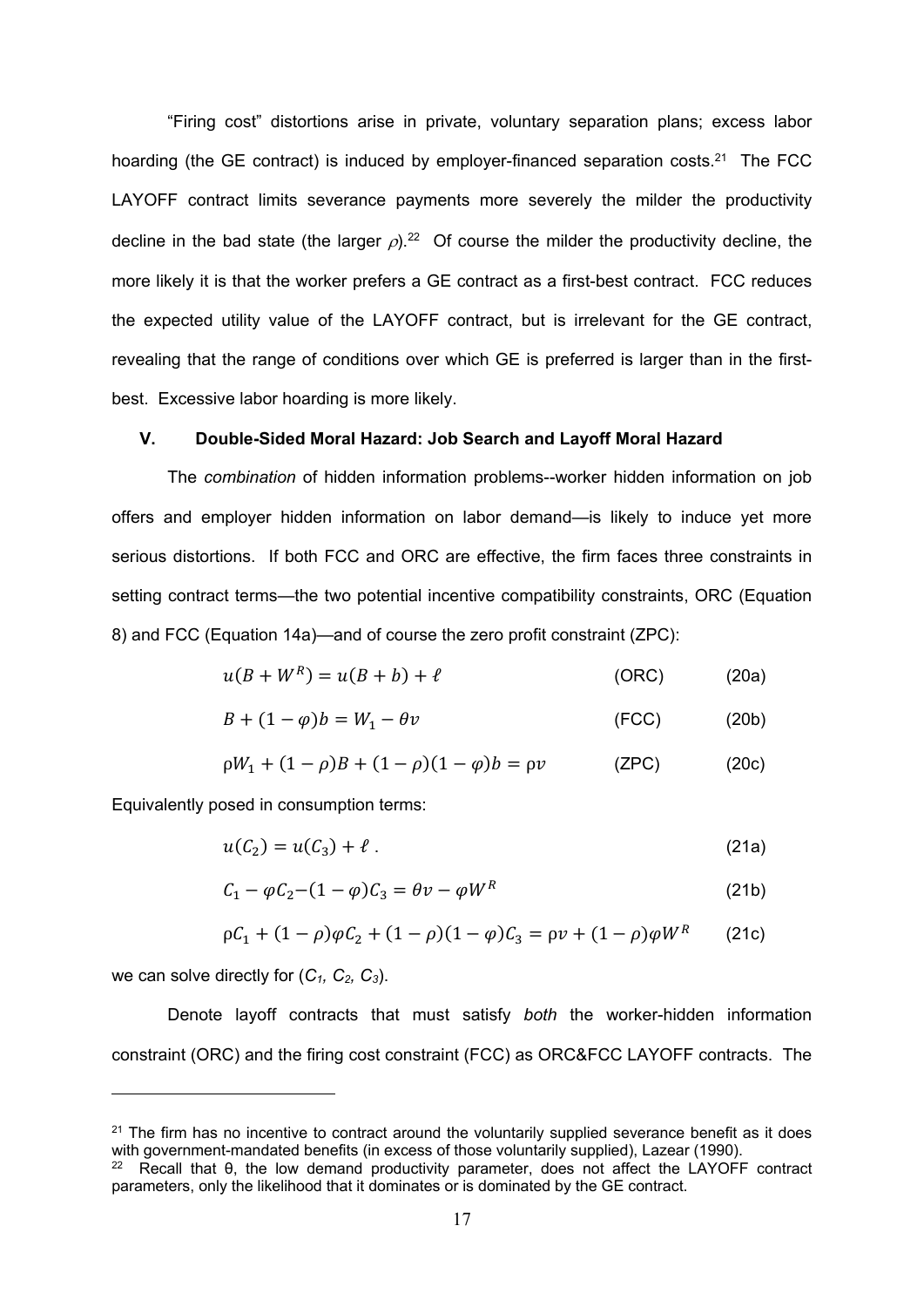"Firing cost" distortions arise in private, voluntary separation plans; excess labor hoarding (the GE contract) is induced by employer-financed separation costs.[21] The FCC LAYOFF contract limits severance payments more severely the milder the productivity decline in the bad state (the larger $\rho$).[22] Of course the milder the productivity decline, the more likely it is that the worker prefers a GE contract as a first-best contract. FCC reduces the expected utility value of the LAYOFF contract, but is irrelevant for the GE contract, revealing that the range of conditions over which GE is preferred is larger than in the first-best. Excessive labor hoarding is more likely.

## V. Double-Sided Moral Hazard: Job Search and Layoff Moral Hazard

The *combination* of hidden information problems--worker hidden information on job offers and employer hidden information on labor demand—is likely to induce yet more serious distortions. If both FCC and ORC are effective, the firm faces three constraints in setting contract terms—the two potential incentive compatibility constraints, ORC (Equation 8) and FCC (Equation 14a)—and of course the zero profit constraint (ZPC):

$$u(B + W^R) = u(B + b) + \ell \qquad \text{(ORC)} \qquad (20a)$$

$$B + (1 - \varphi)b = W_1 - \theta v \qquad \text{(FCC)} \qquad (20b)$$

$$\rho W_1 + (1 - \rho)B + (1 - \rho)(1 - \varphi)b = \rho v \qquad \text{(ZPC)} \qquad (20c)$$

Equivalently posed in consumption terms:

$$u(C_2) = u(C_3) + \ell \,. \qquad (21a)$$

$$C_1 - \varphi C_2 - (1 - \varphi)C_3 = \theta v - \varphi W^R \qquad (21b)$$

$$\rho C_1 + (1 - \rho)\varphi C_2 + (1 - \rho)(1 - \varphi)C_3 = \rho v + (1 - \rho)\varphi W^R \qquad (21c)$$

we can solve directly for ($C_1$, $C_2$, $C_3$).

Denote layoff contracts that must satisfy *both* the worker-hidden information constraint (ORC) and the firing cost constraint (FCC) as ORC&FCC LAYOFF contracts. The

---

[21] The firm has no incentive to contract around the voluntarily supplied severance benefit as it does with government-mandated benefits (in excess of those voluntarily supplied), Lazear (1990).

[22] Recall that θ, the low demand productivity parameter, does not affect the LAYOFF contract parameters, only the likelihood that it dominates or is dominated by the GE contract.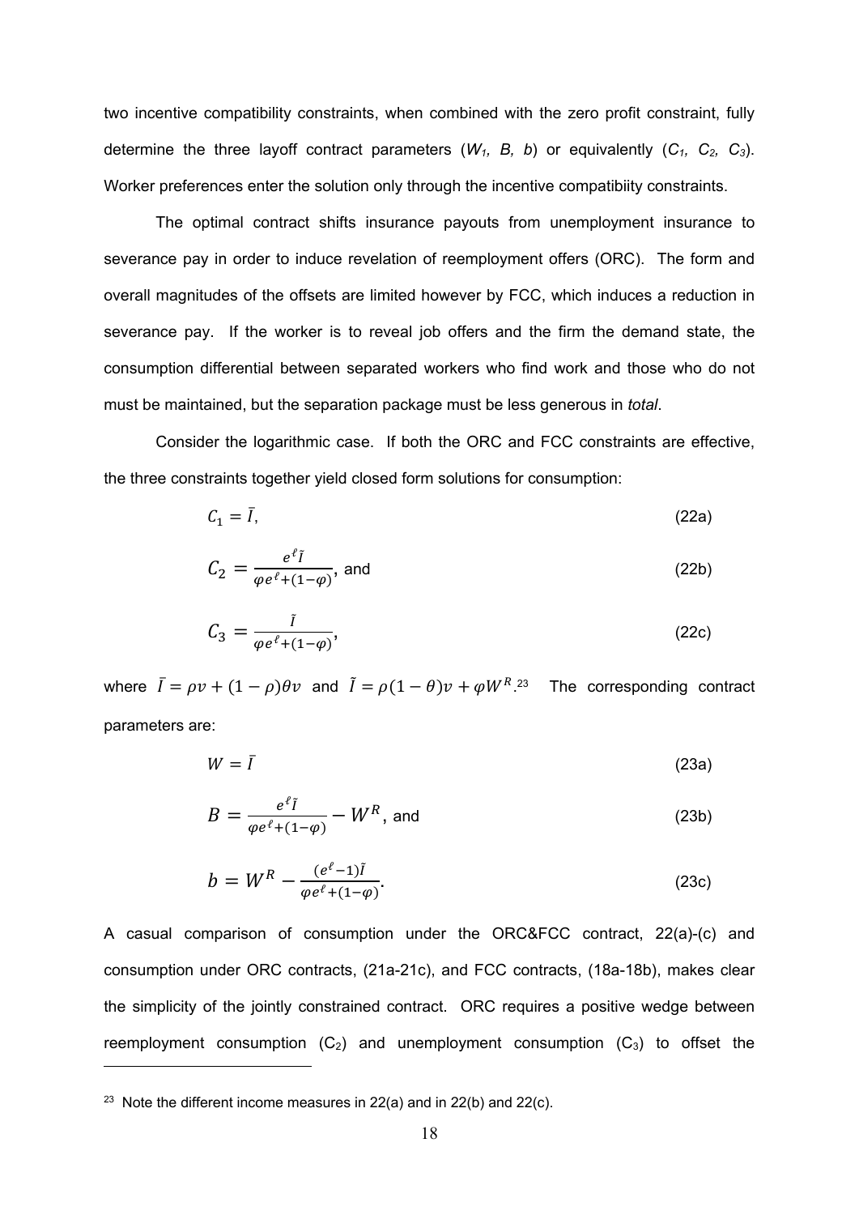two incentive compatibility constraints, when combined with the zero profit constraint, fully determine the three layoff contract parameters ($W_1$, $B$, $b$) or equivalently ($C_1$, $C_2$, $C_3$). Worker preferences enter the solution only through the incentive compatibiity constraints.

The optimal contract shifts insurance payouts from unemployment insurance to severance pay in order to induce revelation of reemployment offers (ORC). The form and overall magnitudes of the offsets are limited however by FCC, which induces a reduction in severance pay. If the worker is to reveal job offers and the firm the demand state, the consumption differential between separated workers who find work and those who do not must be maintained, but the separation package must be less generous in *total*.

Consider the logarithmic case. If both the ORC and FCC constraints are effective, the three constraints together yield closed form solutions for consumption:

$$C_1 = \bar{I}, \tag{22a}$$

$$C_2 = \frac{e^{\ell}\tilde{I}}{\varphi e^{\ell} + (1-\varphi)}, \text{ and} \tag{22b}$$

$$C_3 = \frac{\tilde{I}}{\varphi e^{\ell} + (1-\varphi)}, \tag{22c}$$

where $\bar{I} = \rho v + (1-\rho)\theta v$ and $\tilde{I} = \rho(1-\theta)v + \varphi W^R$.[23] The corresponding contract parameters are:

$$W = \bar{I} \tag{23a}$$

$$B = \frac{e^{\ell}\tilde{I}}{\varphi e^{\ell} + (1-\varphi)} - W^R, \text{ and} \tag{23b}$$

$$b = W^R - \frac{(e^{\ell}-1)\tilde{I}}{\varphi e^{\ell} + (1-\varphi)}. \tag{23c}$$

A casual comparison of consumption under the ORC&FCC contract, 22(a)-(c) and consumption under ORC contracts, (21a-21c), and FCC contracts, (18a-18b), makes clear the simplicity of the jointly constrained contract. ORC requires a positive wedge between reemployment consumption ($C_2$) and unemployment consumption ($C_3$) to offset the

[23] Note the different income measures in 22(a) and in 22(b) and 22(c).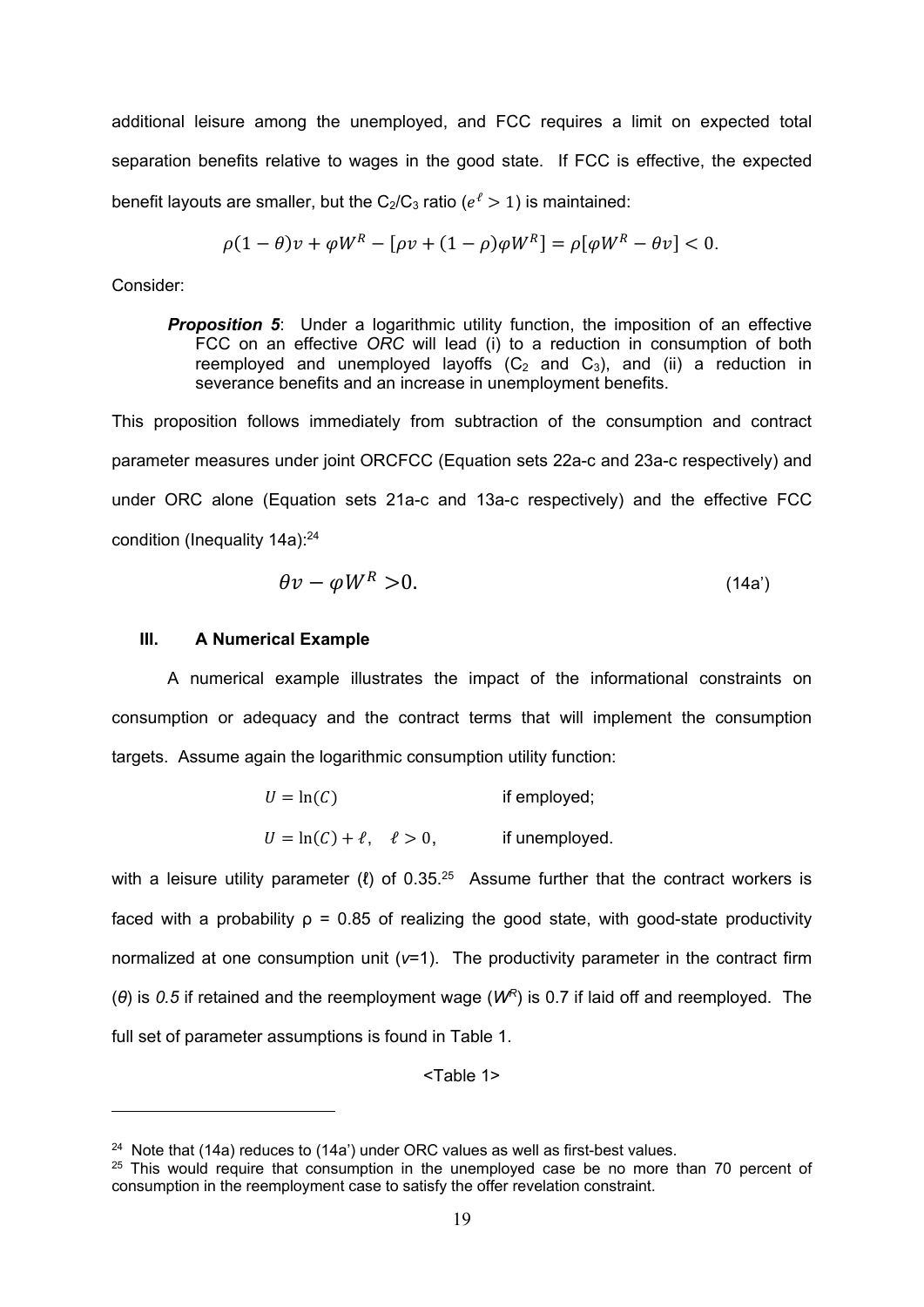additional leisure among the unemployed, and FCC requires a limit on expected total separation benefits relative to wages in the good state. If FCC is effective, the expected benefit layouts are smaller, but the $C_2/C_3$ ratio ($e^{\ell} > 1$) is maintained:

$$\rho(1-\theta)v + \varphi W^R - [\rho v + (1-\rho)\varphi W^R] = \rho[\varphi W^R - \theta v] < 0.$$

Consider:

> ***Proposition 5***: Under a logarithmic utility function, the imposition of an effective FCC on an effective *ORC* will lead (i) to a reduction in consumption of both reemployed and unemployed layoffs ($C_2$ and $C_3$), and (ii) a reduction in severance benefits and an increase in unemployment benefits.

This proposition follows immediately from subtraction of the consumption and contract parameter measures under joint ORCFCC (Equation sets 22a-c and 23a-c respectively) and under ORC alone (Equation sets 21a-c and 13a-c respectively) and the effective FCC condition (Inequality 14a):[24]

$$\theta v - \varphi W^R > 0. \tag{14a'}$$

### III. A Numerical Example

A numerical example illustrates the impact of the informational constraints on consumption or adequacy and the contract terms that will implement the consumption targets. Assume again the logarithmic consumption utility function:

$$U = \ln(C) \qquad \text{if employed;}$$

$$U = \ln(C) + \ell, \quad \ell > 0, \qquad \text{if unemployed.}$$

with a leisure utility parameter ($\ell$) of 0.35.[25] Assume further that the contract workers is faced with a probability $\rho$ = 0.85 of realizing the good state, with good-state productivity normalized at one consumption unit ($v$=1). The productivity parameter in the contract firm ($\theta$) is *0.5* if retained and the reemployment wage ($W^R$) is 0.7 if laid off and reemployed. The full set of parameter assumptions is found in Table 1.

<Table 1>

---

[24] Note that (14a) reduces to (14a') under ORC values as well as first-best values.

[25] This would require that consumption in the unemployed case be no more than 70 percent of consumption in the reemployment case to satisfy the offer revelation constraint.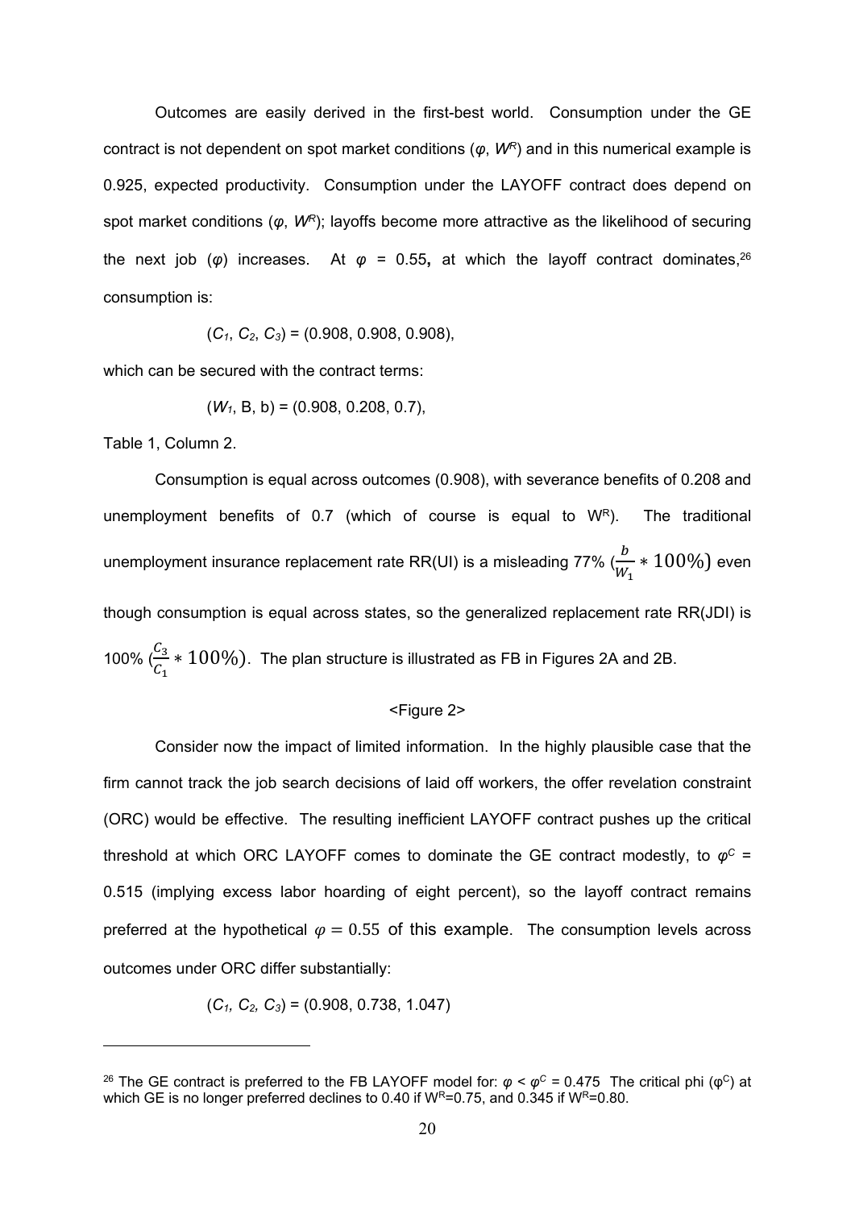Outcomes are easily derived in the first-best world. Consumption under the GE contract is not dependent on spot market conditions ($\varphi$, $W^R$) and in this numerical example is 0.925, expected productivity. Consumption under the LAYOFF contract does depend on spot market conditions ($\varphi$, $W^R$); layoffs become more attractive as the likelihood of securing the next job ($\varphi$) increases. At $\varphi$ = 0.55**,** at which the layoff contract dominates,[26] consumption is:

$(C_1, C_2, C_3)$ = (0.908, 0.908, 0.908),

which can be secured with the contract terms:

$(W_1$, B, b) = (0.908, 0.208, 0.7),

Table 1, Column 2.

Consumption is equal across outcomes (0.908), with severance benefits of 0.208 and unemployment benefits of 0.7 (which of course is equal to $W^R$). The traditional unemployment insurance replacement rate RR(UI) is a misleading 77% ($\frac{b}{W_1} * 100\%$) even though consumption is equal across states, so the generalized replacement rate RR(JDI) is 100% ($\frac{C_3}{C_1} * 100\%$). The plan structure is illustrated as FB in Figures 2A and 2B.

<Figure 2>

Consider now the impact of limited information. In the highly plausible case that the firm cannot track the job search decisions of laid off workers, the offer revelation constraint (ORC) would be effective. The resulting inefficient LAYOFF contract pushes up the critical threshold at which ORC LAYOFF comes to dominate the GE contract modestly, to $\varphi^C$ = 0.515 (implying excess labor hoarding of eight percent), so the layoff contract remains preferred at the hypothetical $\varphi = 0.55$ of this example. The consumption levels across outcomes under ORC differ substantially:

$(C_1, C_2, C_3)$ = (0.908, 0.738, 1.047)

---

[26] The GE contract is preferred to the FB LAYOFF model for: $\varphi < \varphi^C = 0.475$ The critical phi ($\varphi^C$) at which GE is no longer preferred declines to 0.40 if $W^R$=0.75, and 0.345 if $W^R$=0.80.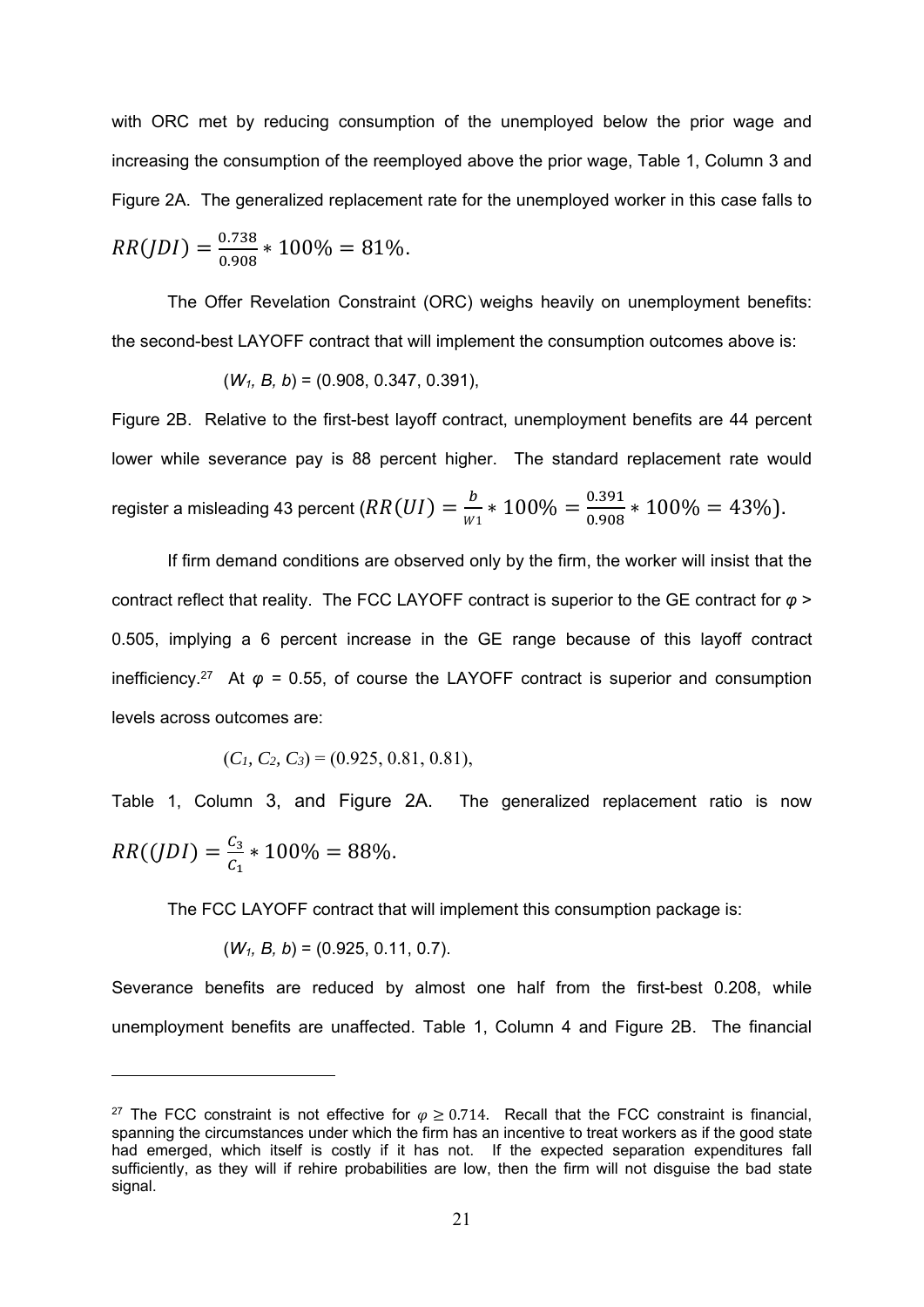with ORC met by reducing consumption of the unemployed below the prior wage and increasing the consumption of the reemployed above the prior wage, Table 1, Column 3 and Figure 2A. The generalized replacement rate for the unemployed worker in this case falls to $RR(JDI) = \frac{0.738}{0.908} * 100\% = 81\%$.

The Offer Revelation Constraint (ORC) weighs heavily on unemployment benefits: the second-best LAYOFF contract that will implement the consumption outcomes above is:

$$(W_1, B, b) = (0.908, 0.347, 0.391),$$

Figure 2B. Relative to the first-best layoff contract, unemployment benefits are 44 percent lower while severance pay is 88 percent higher. The standard replacement rate would register a misleading 43 percent ($RR(UI) = \frac{b}{W1} * 100\% = \frac{0.391}{0.908} * 100\% = 43\%$).

If firm demand conditions are observed only by the firm, the worker will insist that the contract reflect that reality. The FCC LAYOFF contract is superior to the GE contract for $\varphi > 0.505$, implying a 6 percent increase in the GE range because of this layoff contract inefficiency.[27] At $\varphi = 0.55$, of course the LAYOFF contract is superior and consumption levels across outcomes are:

$$(C_1, C_2, C_3) = (0.925, 0.81, 0.81),$$

Table 1, Column 3, and Figure 2A. The generalized replacement ratio is now $RR((JDI) = \frac{C_3}{C_1} * 100\% = 88\%$.

The FCC LAYOFF contract that will implement this consumption package is:

$$(W_1, B, b) = (0.925, 0.11, 0.7).$$

Severance benefits are reduced by almost one half from the first-best 0.208, while unemployment benefits are unaffected. Table 1, Column 4 and Figure 2B. The financial

---

[27] The FCC constraint is not effective for $\varphi \geq 0.714$. Recall that the FCC constraint is financial, spanning the circumstances under which the firm has an incentive to treat workers as if the good state had emerged, which itself is costly if it has not. If the expected separation expenditures fall sufficiently, as they will if rehire probabilities are low, then the firm will not disguise the bad state signal.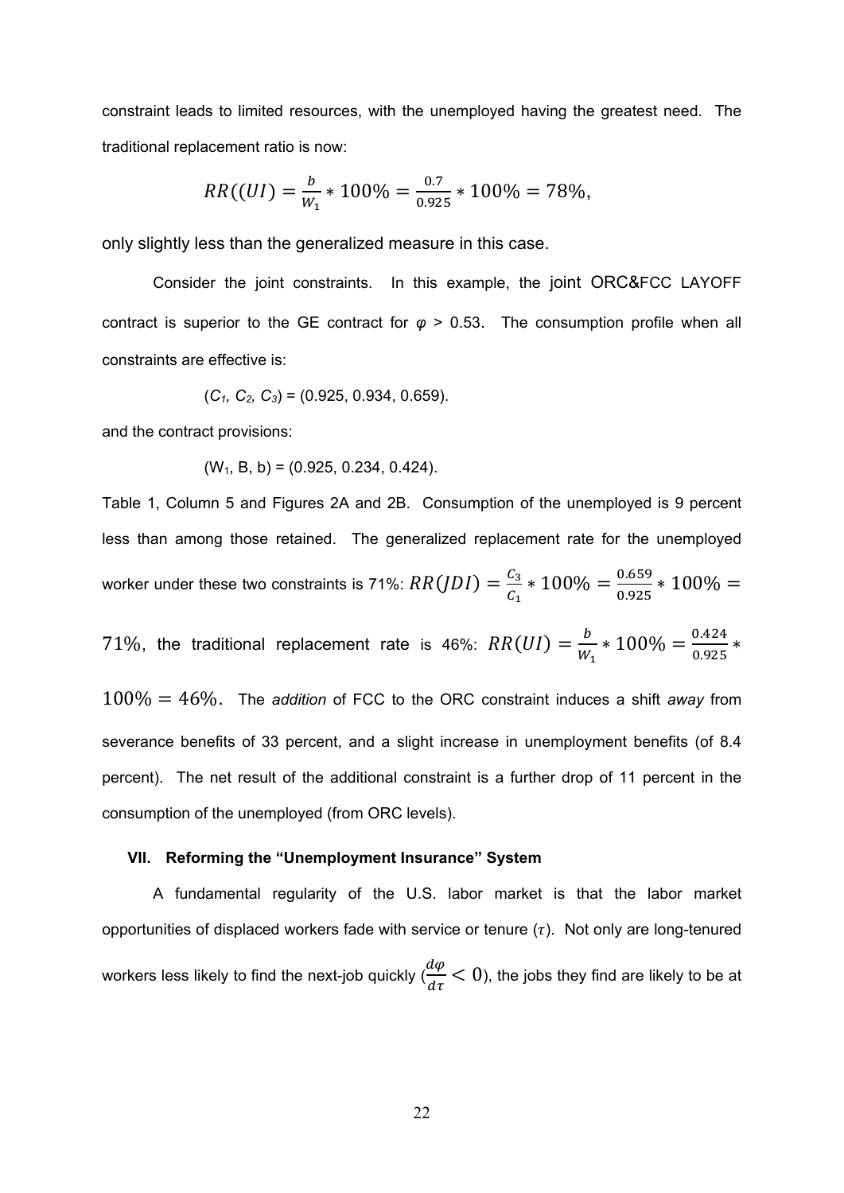constraint leads to limited resources, with the unemployed having the greatest need. The traditional replacement ratio is now:

$$RR((UI) = \frac{b}{W_1} * 100\% = \frac{0.7}{0.925} * 100\% = 78\%,$$

only slightly less than the generalized measure in this case.

Consider the joint constraints. In this example, the joint ORC&FCC LAYOFF contract is superior to the GE contract for $\varphi$ > 0.53. The consumption profile when all constraints are effective is:

($C_1$, $C_2$, $C_3$) = (0.925, 0.934, 0.659).

and the contract provisions:

($W_1$, B, b) = (0.925, 0.234, 0.424).

Table 1, Column 5 and Figures 2A and 2B. Consumption of the unemployed is 9 percent less than among those retained. The generalized replacement rate for the unemployed worker under these two constraints is 71%: $RR(JDI) = \frac{C_3}{C_1} * 100\% = \frac{0.659}{0.925} * 100\% = 71\%$, the traditional replacement rate is 46%: $RR(UI) = \frac{b}{W_1} * 100\% = \frac{0.424}{0.925} * 100\% = 46\%$. The *addition* of FCC to the ORC constraint induces a shift *away* from severance benefits of 33 percent, and a slight increase in unemployment benefits (of 8.4 percent). The net result of the additional constraint is a further drop of 11 percent in the consumption of the unemployed (from ORC levels).

### VII. Reforming the "Unemployment Insurance" System

A fundamental regularity of the U.S. labor market is that the labor market opportunities of displaced workers fade with service or tenure ($\tau$). Not only are long-tenured workers less likely to find the next-job quickly ($\frac{d\varphi}{d\tau} < 0$), the jobs they find are likely to be at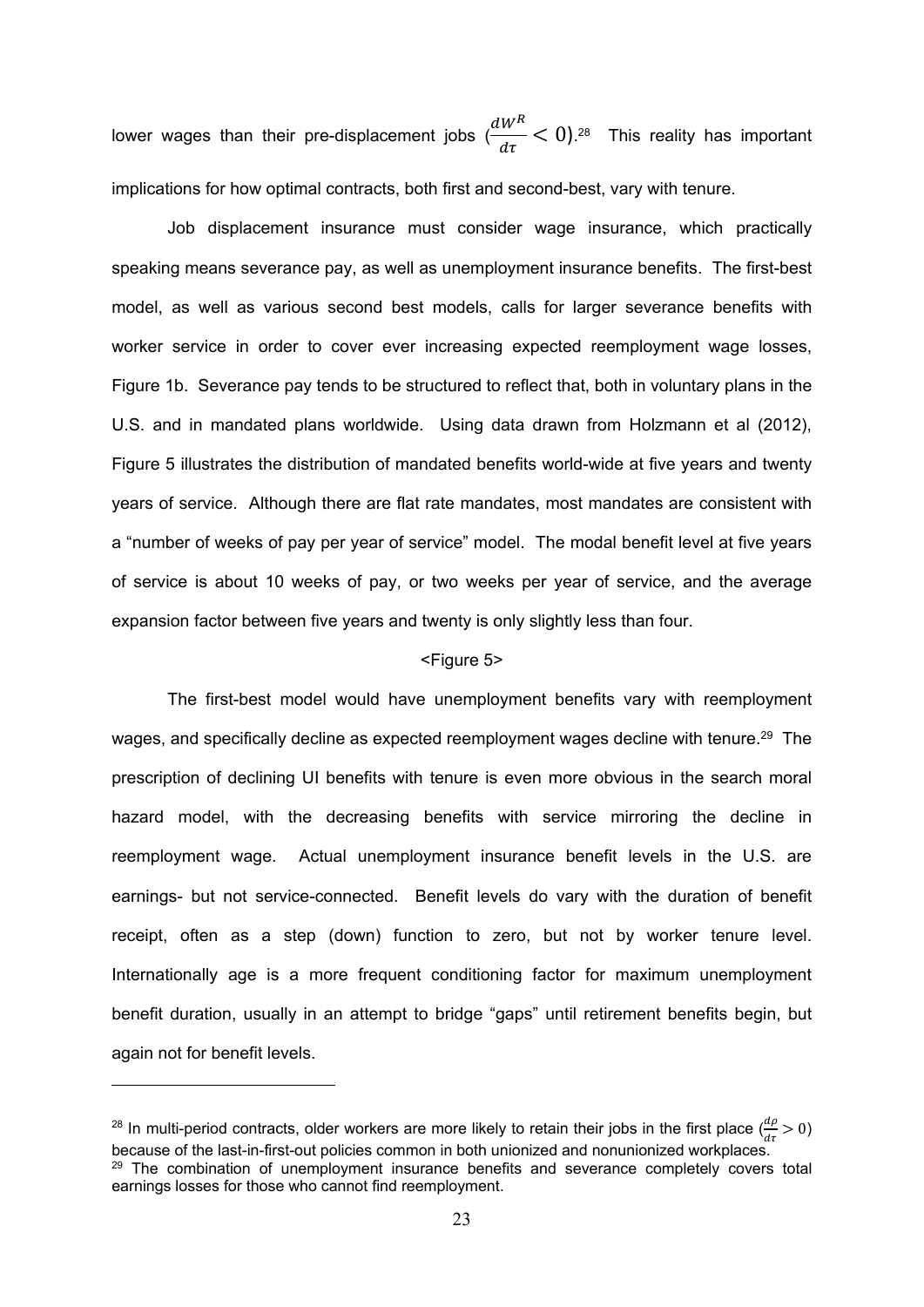lower wages than their pre-displacement jobs ($\frac{dW^R}{d\tau} < 0$).[28] This reality has important implications for how optimal contracts, both first and second-best, vary with tenure.

Job displacement insurance must consider wage insurance, which practically speaking means severance pay, as well as unemployment insurance benefits. The first-best model, as well as various second best models, calls for larger severance benefits with worker service in order to cover ever increasing expected reemployment wage losses, Figure 1b. Severance pay tends to be structured to reflect that, both in voluntary plans in the U.S. and in mandated plans worldwide. Using data drawn from Holzmann et al (2012), Figure 5 illustrates the distribution of mandated benefits world-wide at five years and twenty years of service. Although there are flat rate mandates, most mandates are consistent with a "number of weeks of pay per year of service" model. The modal benefit level at five years of service is about 10 weeks of pay, or two weeks per year of service, and the average expansion factor between five years and twenty is only slightly less than four.

<Figure 5>

The first-best model would have unemployment benefits vary with reemployment wages, and specifically decline as expected reemployment wages decline with tenure.[29] The prescription of declining UI benefits with tenure is even more obvious in the search moral hazard model, with the decreasing benefits with service mirroring the decline in reemployment wage. Actual unemployment insurance benefit levels in the U.S. are earnings- but not service-connected. Benefit levels do vary with the duration of benefit receipt, often as a step (down) function to zero, but not by worker tenure level. Internationally age is a more frequent conditioning factor for maximum unemployment benefit duration, usually in an attempt to bridge "gaps" until retirement benefits begin, but again not for benefit levels.

---

[28] In multi-period contracts, older workers are more likely to retain their jobs in the first place ($\frac{d\rho}{d\tau} > 0$) because of the last-in-first-out policies common in both unionized and nonunionized workplaces.

[29] The combination of unemployment insurance benefits and severance completely covers total earnings losses for those who cannot find reemployment.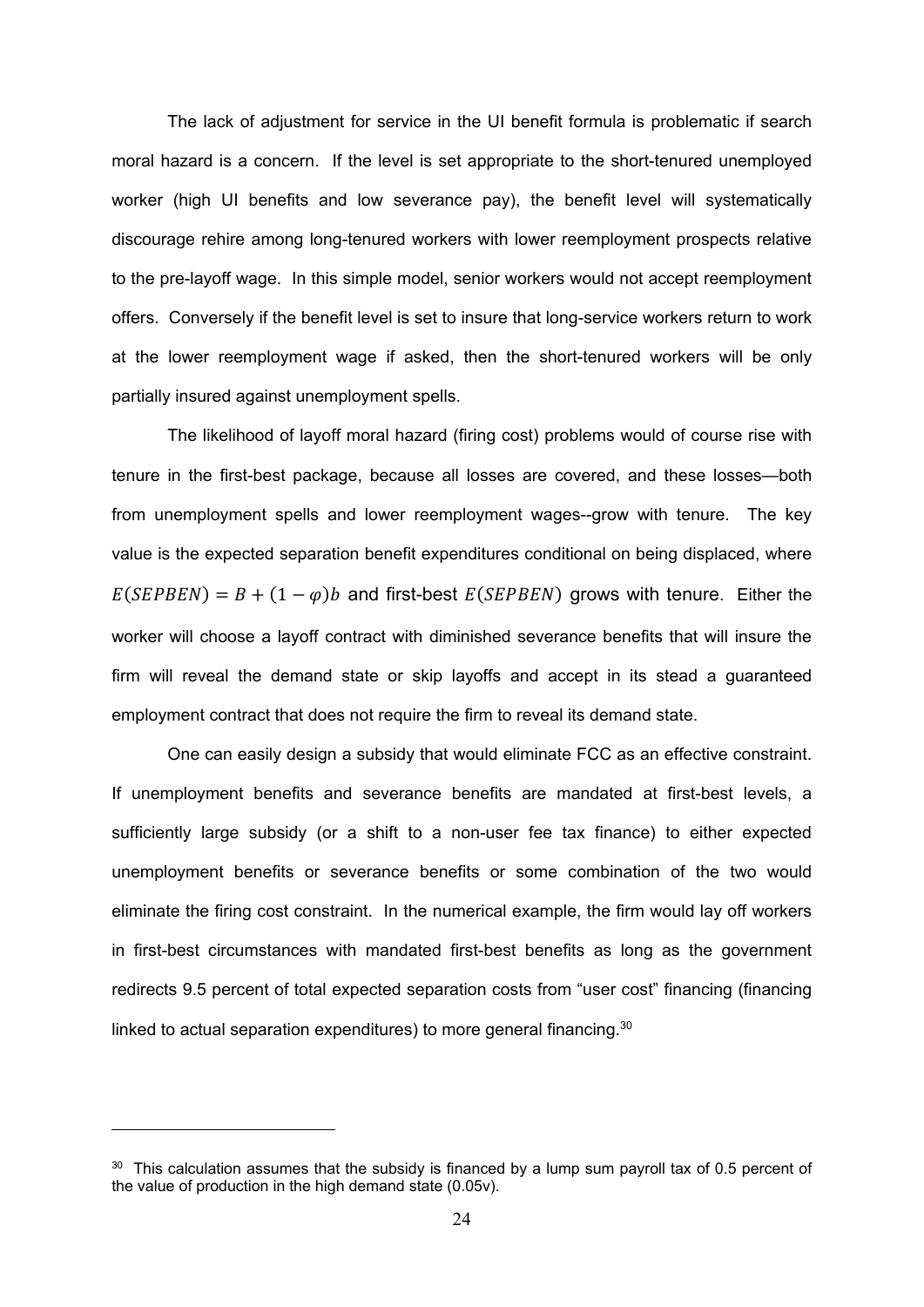The lack of adjustment for service in the UI benefit formula is problematic if search moral hazard is a concern. If the level is set appropriate to the short-tenured unemployed worker (high UI benefits and low severance pay), the benefit level will systematically discourage rehire among long-tenured workers with lower reemployment prospects relative to the pre-layoff wage. In this simple model, senior workers would not accept reemployment offers. Conversely if the benefit level is set to insure that long-service workers return to work at the lower reemployment wage if asked, then the short-tenured workers will be only partially insured against unemployment spells.

The likelihood of layoff moral hazard (firing cost) problems would of course rise with tenure in the first-best package, because all losses are covered, and these losses—both from unemployment spells and lower reemployment wages--grow with tenure. The key value is the expected separation benefit expenditures conditional on being displaced, where $E(SEPBEN) = B + (1-\varphi)b$ and first-best $E(SEPBEN)$ grows with tenure. Either the worker will choose a layoff contract with diminished severance benefits that will insure the firm will reveal the demand state or skip layoffs and accept in its stead a guaranteed employment contract that does not require the firm to reveal its demand state.

One can easily design a subsidy that would eliminate FCC as an effective constraint. If unemployment benefits and severance benefits are mandated at first-best levels, a sufficiently large subsidy (or a shift to a non-user fee tax finance) to either expected unemployment benefits or severance benefits or some combination of the two would eliminate the firing cost constraint. In the numerical example, the firm would lay off workers in first-best circumstances with mandated first-best benefits as long as the government redirects 9.5 percent of total expected separation costs from "user cost" financing (financing linked to actual separation expenditures) to more general financing.[30]

[30] This calculation assumes that the subsidy is financed by a lump sum payroll tax of 0.5 percent of the value of production in the high demand state (0.05v).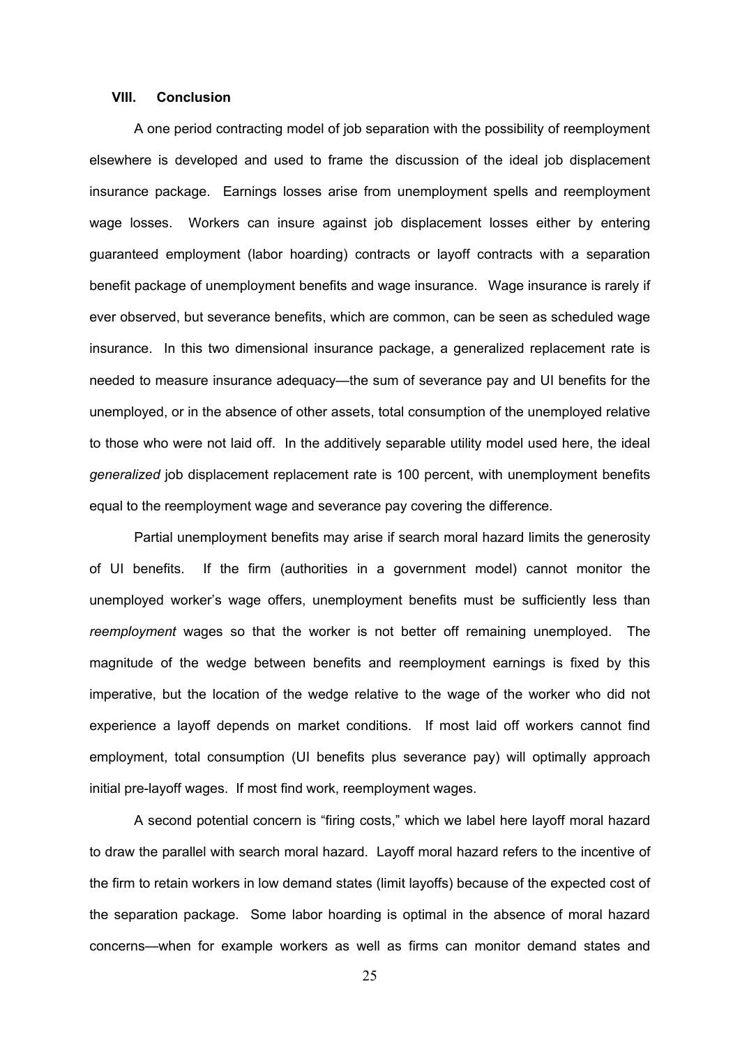## VIII. Conclusion

A one period contracting model of job separation with the possibility of reemployment elsewhere is developed and used to frame the discussion of the ideal job displacement insurance package. Earnings losses arise from unemployment spells and reemployment wage losses. Workers can insure against job displacement losses either by entering guaranteed employment (labor hoarding) contracts or layoff contracts with a separation benefit package of unemployment benefits and wage insurance. Wage insurance is rarely if ever observed, but severance benefits, which are common, can be seen as scheduled wage insurance. In this two dimensional insurance package, a generalized replacement rate is needed to measure insurance adequacy—the sum of severance pay and UI benefits for the unemployed, or in the absence of other assets, total consumption of the unemployed relative to those who were not laid off. In the additively separable utility model used here, the ideal *generalized* job displacement replacement rate is 100 percent, with unemployment benefits equal to the reemployment wage and severance pay covering the difference.

Partial unemployment benefits may arise if search moral hazard limits the generosity of UI benefits. If the firm (authorities in a government model) cannot monitor the unemployed worker's wage offers, unemployment benefits must be sufficiently less than *reemployment* wages so that the worker is not better off remaining unemployed. The magnitude of the wedge between benefits and reemployment earnings is fixed by this imperative, but the location of the wedge relative to the wage of the worker who did not experience a layoff depends on market conditions. If most laid off workers cannot find employment, total consumption (UI benefits plus severance pay) will optimally approach initial pre-layoff wages. If most find work, reemployment wages.

A second potential concern is "firing costs," which we label here layoff moral hazard to draw the parallel with search moral hazard. Layoff moral hazard refers to the incentive of the firm to retain workers in low demand states (limit layoffs) because of the expected cost of the separation package. Some labor hoarding is optimal in the absence of moral hazard concerns—when for example workers as well as firms can monitor demand states and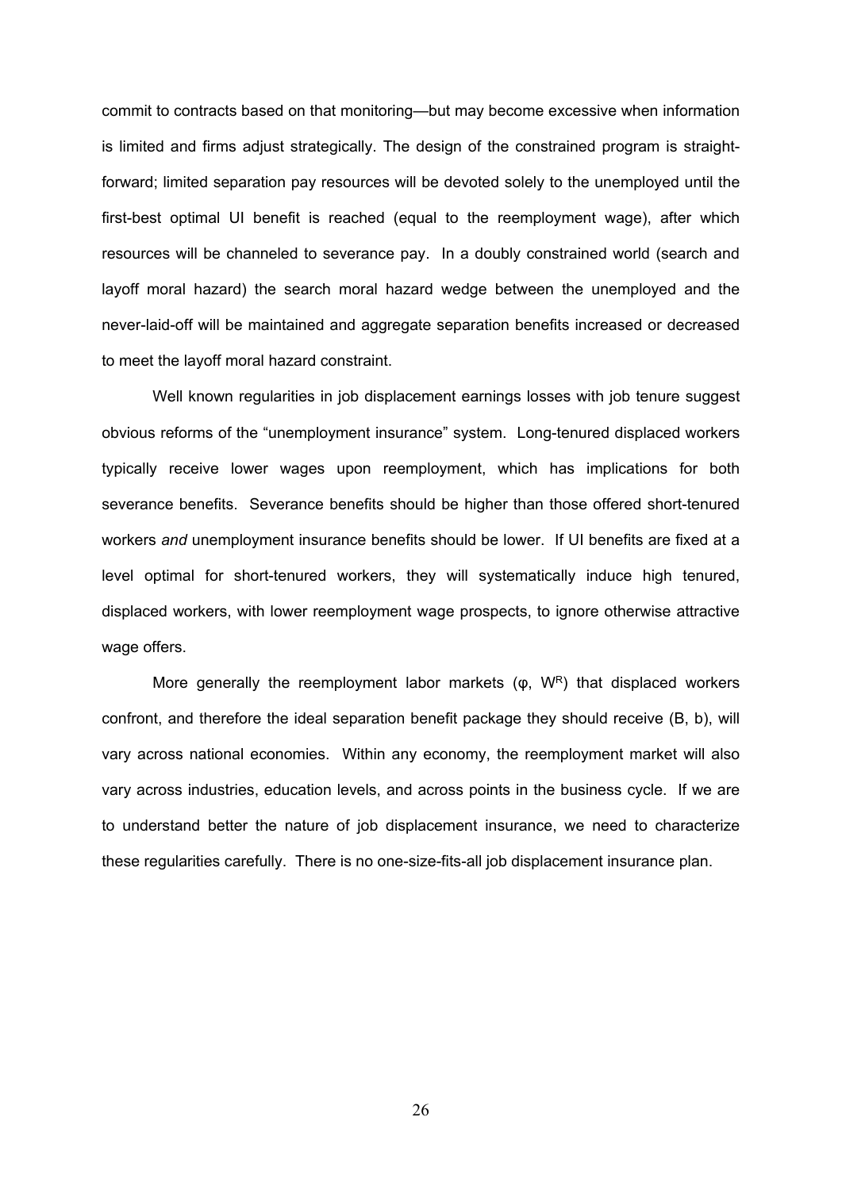commit to contracts based on that monitoring—but may become excessive when information is limited and firms adjust strategically. The design of the constrained program is straightforward; limited separation pay resources will be devoted solely to the unemployed until the first-best optimal UI benefit is reached (equal to the reemployment wage), after which resources will be channeled to severance pay. In a doubly constrained world (search and layoff moral hazard) the search moral hazard wedge between the unemployed and the never-laid-off will be maintained and aggregate separation benefits increased or decreased to meet the layoff moral hazard constraint.

Well known regularities in job displacement earnings losses with job tenure suggest obvious reforms of the "unemployment insurance" system. Long-tenured displaced workers typically receive lower wages upon reemployment, which has implications for both severance benefits. Severance benefits should be higher than those offered short-tenured workers *and* unemployment insurance benefits should be lower. If UI benefits are fixed at a level optimal for short-tenured workers, they will systematically induce high tenured, displaced workers, with lower reemployment wage prospects, to ignore otherwise attractive wage offers.

More generally the reemployment labor markets ($\varphi$, $W^R$) that displaced workers confront, and therefore the ideal separation benefit package they should receive (B, b), will vary across national economies. Within any economy, the reemployment market will also vary across industries, education levels, and across points in the business cycle. If we are to understand better the nature of job displacement insurance, we need to characterize these regularities carefully. There is no one-size-fits-all job displacement insurance plan.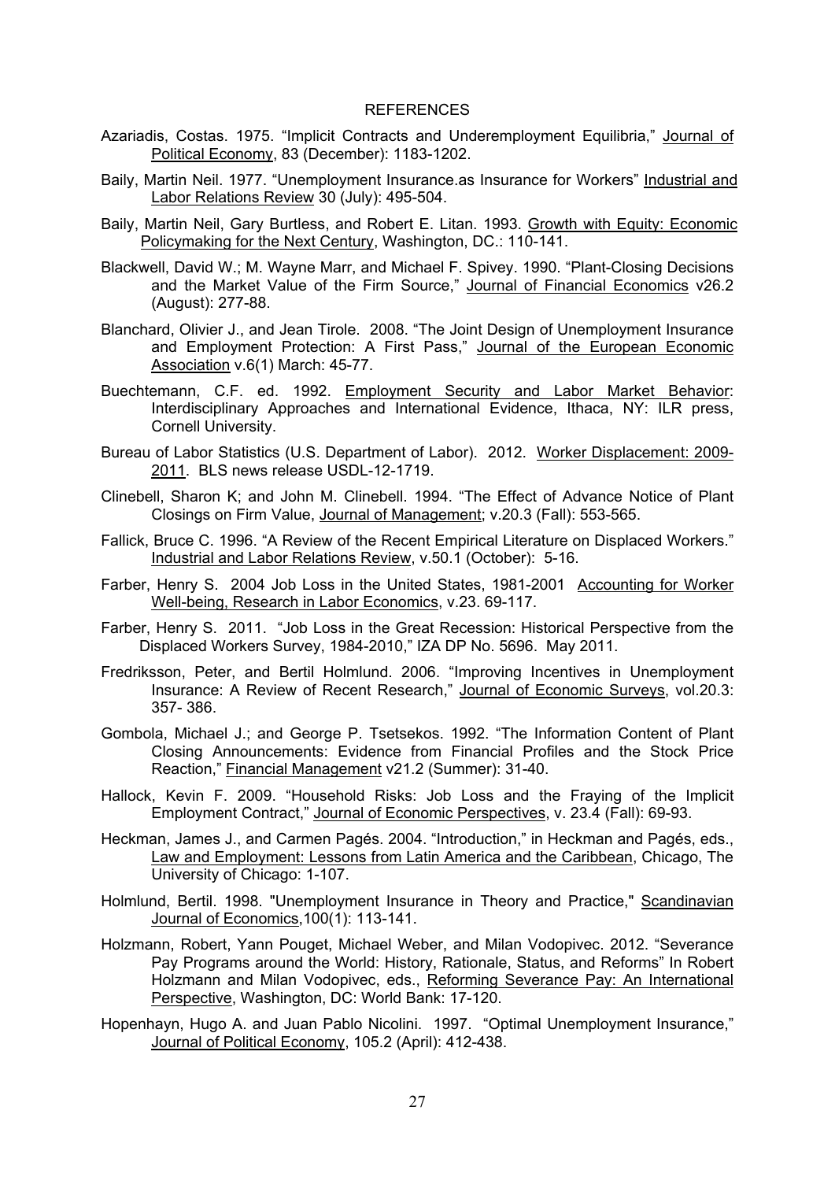## REFERENCES

Azariadis, Costas. 1975. "Implicit Contracts and Underemployment Equilibria," Journal of Political Economy, 83 (December): 1183-1202.

Baily, Martin Neil. 1977. "Unemployment Insurance.as Insurance for Workers" Industrial and Labor Relations Review 30 (July): 495-504.

Baily, Martin Neil, Gary Burtless, and Robert E. Litan. 1993. Growth with Equity: Economic Policymaking for the Next Century, Washington, DC.: 110-141.

Blackwell, David W.; M. Wayne Marr, and Michael F. Spivey. 1990. "Plant-Closing Decisions and the Market Value of the Firm Source," Journal of Financial Economics v26.2 (August): 277-88.

Blanchard, Olivier J., and Jean Tirole. 2008. "The Joint Design of Unemployment Insurance and Employment Protection: A First Pass," Journal of the European Economic Association v.6(1) March: 45-77.

Buechtemann, C.F. ed. 1992. Employment Security and Labor Market Behavior: Interdisciplinary Approaches and International Evidence, Ithaca, NY: ILR press, Cornell University.

Bureau of Labor Statistics (U.S. Department of Labor). 2012. Worker Displacement: 2009-2011. BLS news release USDL-12-1719.

Clinebell, Sharon K; and John M. Clinebell. 1994. "The Effect of Advance Notice of Plant Closings on Firm Value, Journal of Management; v.20.3 (Fall): 553-565.

Fallick, Bruce C. 1996. "A Review of the Recent Empirical Literature on Displaced Workers." Industrial and Labor Relations Review, v.50.1 (October): 5-16.

Farber, Henry S. 2004 Job Loss in the United States, 1981-2001 Accounting for Worker Well-being, Research in Labor Economics, v.23. 69-117.

Farber, Henry S. 2011. "Job Loss in the Great Recession: Historical Perspective from the Displaced Workers Survey, 1984-2010," IZA DP No. 5696. May 2011.

Fredriksson, Peter, and Bertil Holmlund. 2006. "Improving Incentives in Unemployment Insurance: A Review of Recent Research," Journal of Economic Surveys, vol.20.3: 357- 386.

Gombola, Michael J.; and George P. Tsetsekos. 1992. "The Information Content of Plant Closing Announcements: Evidence from Financial Profiles and the Stock Price Reaction," Financial Management v21.2 (Summer): 31-40.

Hallock, Kevin F. 2009. "Household Risks: Job Loss and the Fraying of the Implicit Employment Contract," Journal of Economic Perspectives, v. 23.4 (Fall): 69-93.

Heckman, James J., and Carmen Pagés. 2004. "Introduction," in Heckman and Pagés, eds., Law and Employment: Lessons from Latin America and the Caribbean, Chicago, The University of Chicago: 1-107.

Holmlund, Bertil. 1998. "Unemployment Insurance in Theory and Practice," Scandinavian Journal of Economics,100(1): 113-141.

Holzmann, Robert, Yann Pouget, Michael Weber, and Milan Vodopivec. 2012. "Severance Pay Programs around the World: History, Rationale, Status, and Reforms" In Robert Holzmann and Milan Vodopivec, eds., Reforming Severance Pay: An International Perspective, Washington, DC: World Bank: 17-120.

Hopenhayn, Hugo A. and Juan Pablo Nicolini. 1997. "Optimal Unemployment Insurance," Journal of Political Economy, 105.2 (April): 412-438.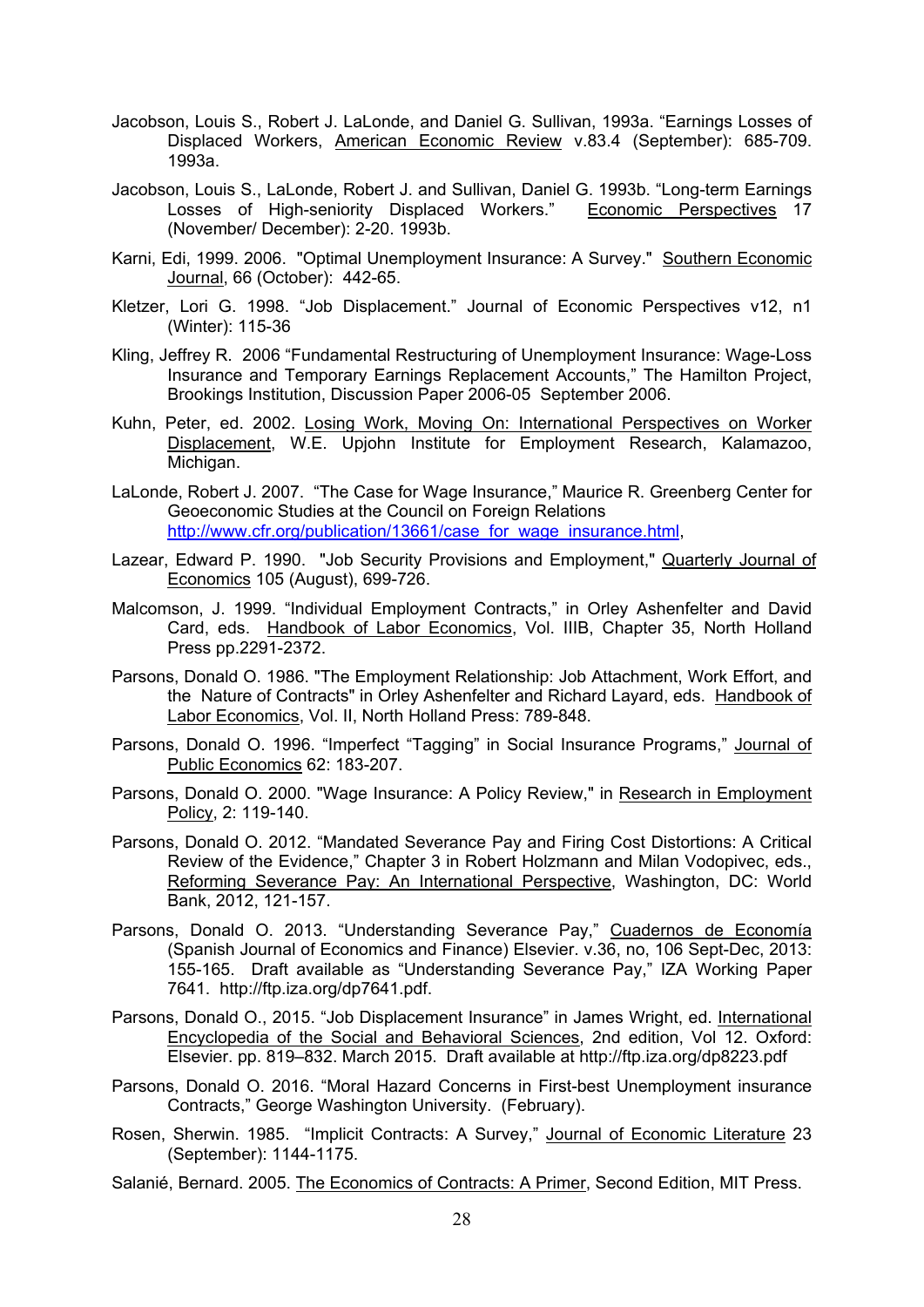Jacobson, Louis S., Robert J. LaLonde, and Daniel G. Sullivan, 1993a. "Earnings Losses of Displaced Workers, American Economic Review v.83.4 (September): 685-709. 1993a.

Jacobson, Louis S., LaLonde, Robert J. and Sullivan, Daniel G. 1993b. "Long-term Earnings Losses of High-seniority Displaced Workers." Economic Perspectives 17 (November/ December): 2-20. 1993b.

Karni, Edi, 1999. 2006. "Optimal Unemployment Insurance: A Survey." Southern Economic Journal, 66 (October): 442-65.

Kletzer, Lori G. 1998. "Job Displacement." Journal of Economic Perspectives v12, n1 (Winter): 115-36

Kling, Jeffrey R. 2006 "Fundamental Restructuring of Unemployment Insurance: Wage-Loss Insurance and Temporary Earnings Replacement Accounts," The Hamilton Project, Brookings Institution, Discussion Paper 2006-05 September 2006.

Kuhn, Peter, ed. 2002. Losing Work, Moving On: International Perspectives on Worker Displacement, W.E. Upjohn Institute for Employment Research, Kalamazoo, Michigan.

LaLonde, Robert J. 2007. "The Case for Wage Insurance," Maurice R. Greenberg Center for Geoeconomic Studies at the Council on Foreign Relations http://www.cfr.org/publication/13661/case_for_wage_insurance.html,

Lazear, Edward P. 1990. "Job Security Provisions and Employment," Quarterly Journal of Economics 105 (August), 699-726.

Malcomson, J. 1999. "Individual Employment Contracts," in Orley Ashenfelter and David Card, eds. Handbook of Labor Economics, Vol. IIIB, Chapter 35, North Holland Press pp.2291-2372.

Parsons, Donald O. 1986. "The Employment Relationship: Job Attachment, Work Effort, and the Nature of Contracts" in Orley Ashenfelter and Richard Layard, eds. Handbook of Labor Economics, Vol. II, North Holland Press: 789-848.

Parsons, Donald O. 1996. "Imperfect "Tagging" in Social Insurance Programs," Journal of Public Economics 62: 183-207.

Parsons, Donald O. 2000. "Wage Insurance: A Policy Review," in Research in Employment Policy, 2: 119-140.

Parsons, Donald O. 2012. "Mandated Severance Pay and Firing Cost Distortions: A Critical Review of the Evidence," Chapter 3 in Robert Holzmann and Milan Vodopivec, eds., Reforming Severance Pay: An International Perspective, Washington, DC: World Bank, 2012, 121-157.

Parsons, Donald O. 2013. "Understanding Severance Pay," Cuadernos de Economía (Spanish Journal of Economics and Finance) Elsevier. v.36, no, 106 Sept-Dec, 2013: 155-165. Draft available as "Understanding Severance Pay," IZA Working Paper 7641. http://ftp.iza.org/dp7641.pdf.

Parsons, Donald O., 2015. "Job Displacement Insurance" in James Wright, ed. International Encyclopedia of the Social and Behavioral Sciences, 2nd edition, Vol 12. Oxford: Elsevier. pp. 819–832. March 2015. Draft available at http://ftp.iza.org/dp8223.pdf

Parsons, Donald O. 2016. "Moral Hazard Concerns in First-best Unemployment insurance Contracts," George Washington University. (February).

Rosen, Sherwin. 1985. "Implicit Contracts: A Survey," Journal of Economic Literature 23 (September): 1144-1175.

Salanié, Bernard. 2005. The Economics of Contracts: A Primer, Second Edition, MIT Press.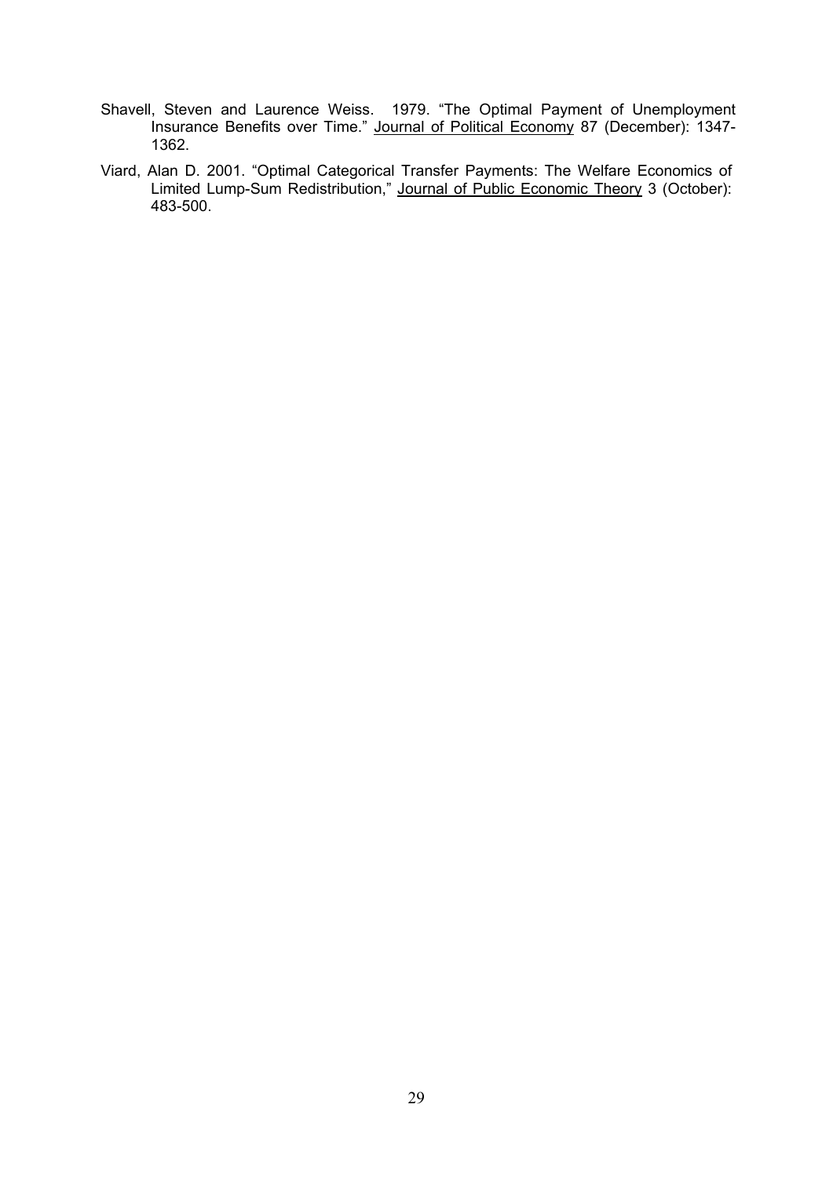Shavell, Steven and Laurence Weiss. 1979. "The Optimal Payment of Unemployment Insurance Benefits over Time." Journal of Political Economy 87 (December): 1347-1362.

Viard, Alan D. 2001. "Optimal Categorical Transfer Payments: The Welfare Economics of Limited Lump-Sum Redistribution," Journal of Public Economic Theory 3 (October): 483-500.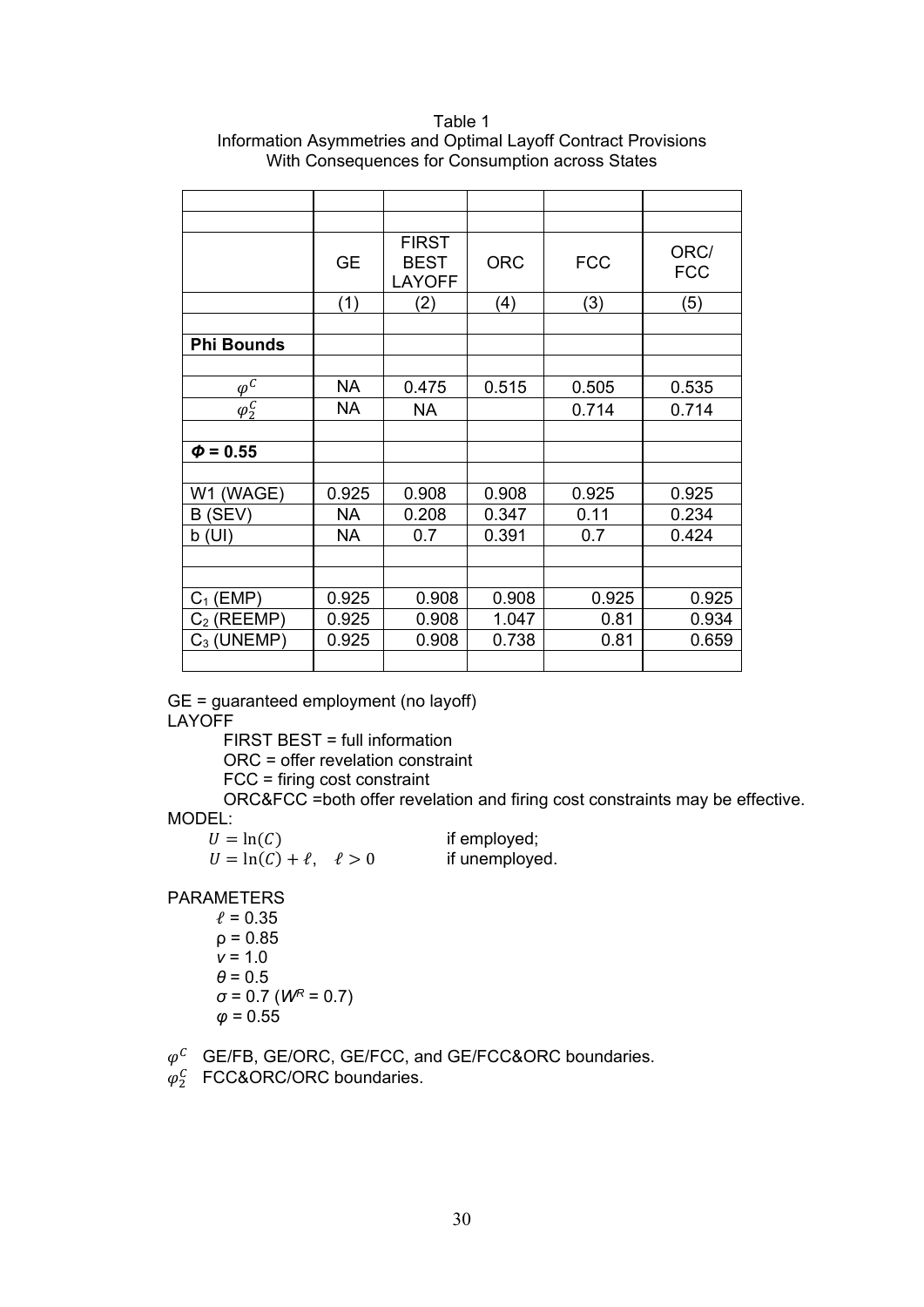Table 1
Information Asymmetries and Optimal Layoff Contract Provisions
With Consequences for Consumption across States

| | GE | FIRST BEST LAYOFF | ORC | FCC | ORC/ FCC |
|---|---|---|---|---|---|
| | (1) | (2) | (4) | (3) | (5) |
| | | | | | |
| **Phi Bounds** | | | | | |
| | | | | | |
| $\varphi^C$ | NA | 0.475 | 0.515 | 0.505 | 0.535 |
| $\varphi_2^C$ | NA | NA | | 0.714 | 0.714 |
| | | | | | |
| ***Φ* = 0.55** | | | | | |
| | | | | | |
| W1 (WAGE) | 0.925 | 0.908 | 0.908 | 0.925 | 0.925 |
| B (SEV) | NA | 0.208 | 0.347 | 0.11 | 0.234 |
| b (UI) | NA | 0.7 | 0.391 | 0.7 | 0.424 |
| | | | | | |
| | | | | | |
| $C_1$ (EMP) | 0.925 | 0.908 | 0.908 | 0.925 | 0.925 |
| $C_2$ (REEMP) | 0.925 | 0.908 | 1.047 | 0.81 | 0.934 |
| $C_3$ (UNEMP) | 0.925 | 0.908 | 0.738 | 0.81 | 0.659 |

GE = guaranteed employment (no layoff)

LAYOFF

- FIRST BEST = full information
- ORC = offer revelation constraint
- FCC = firing cost constraint
- ORC&FCC =both offer revelation and firing cost constraints may be effective.

MODEL:

$U = \ln(C)$ if employed;

$U = \ln(C) + \ell, \quad \ell > 0$ if unemployed.

PARAMETERS

- $\ell$ = 0.35
- $\rho$ = 0.85
- $v$ = 1.0
- $\theta$ = 0.5
- $\sigma$ = 0.7 ($W^R$ = 0.7)
- $\varphi$ = 0.55

$\varphi^C$ GE/FB, GE/ORC, GE/FCC, and GE/FCC&ORC boundaries.

$\varphi_2^C$ FCC&ORC/ORC boundaries.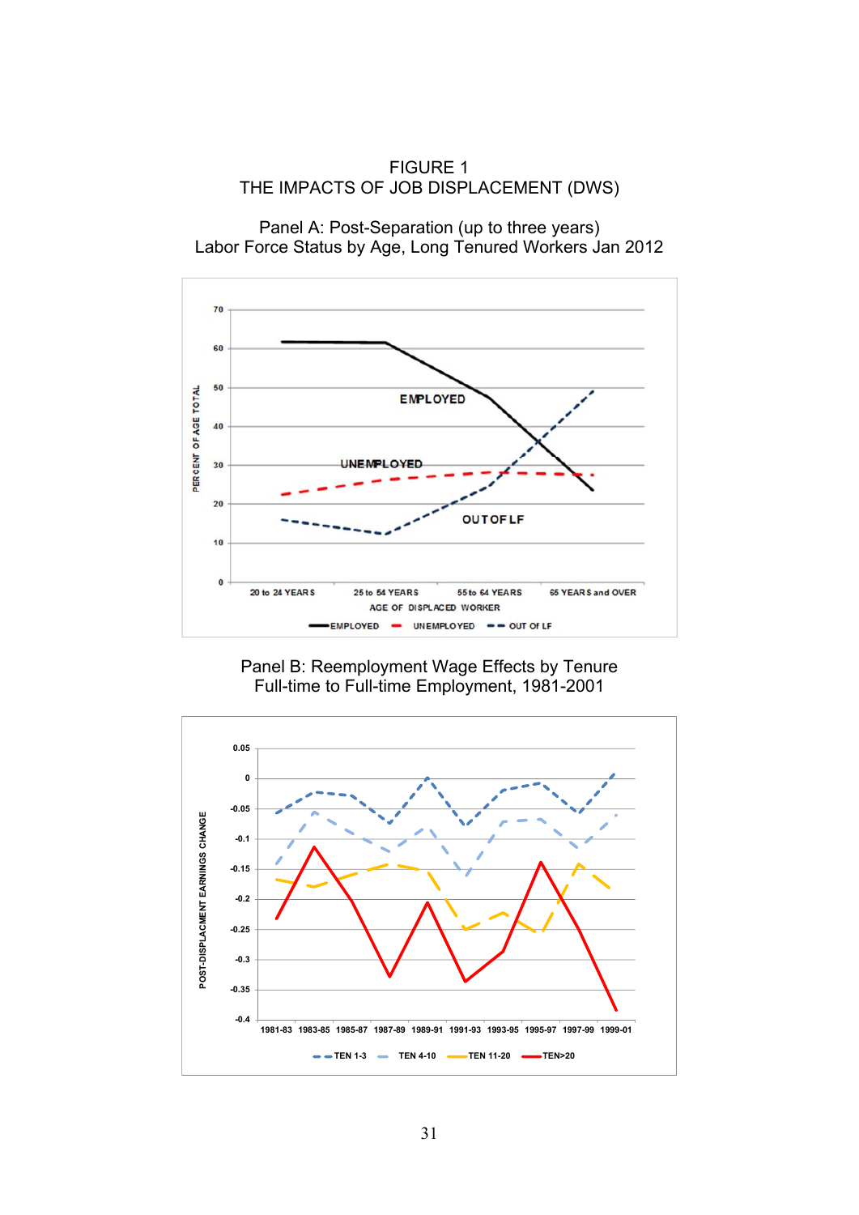FIGURE 1
THE IMPACTS OF JOB DISPLACEMENT (DWS)

Panel A: Post-Separation (up to three years)
Labor Force Status by Age, Long Tenured Workers Jan 2012

Panel B: Reemployment Wage Effects by Tenure
Full-time to Full-time Employment, 1981-2001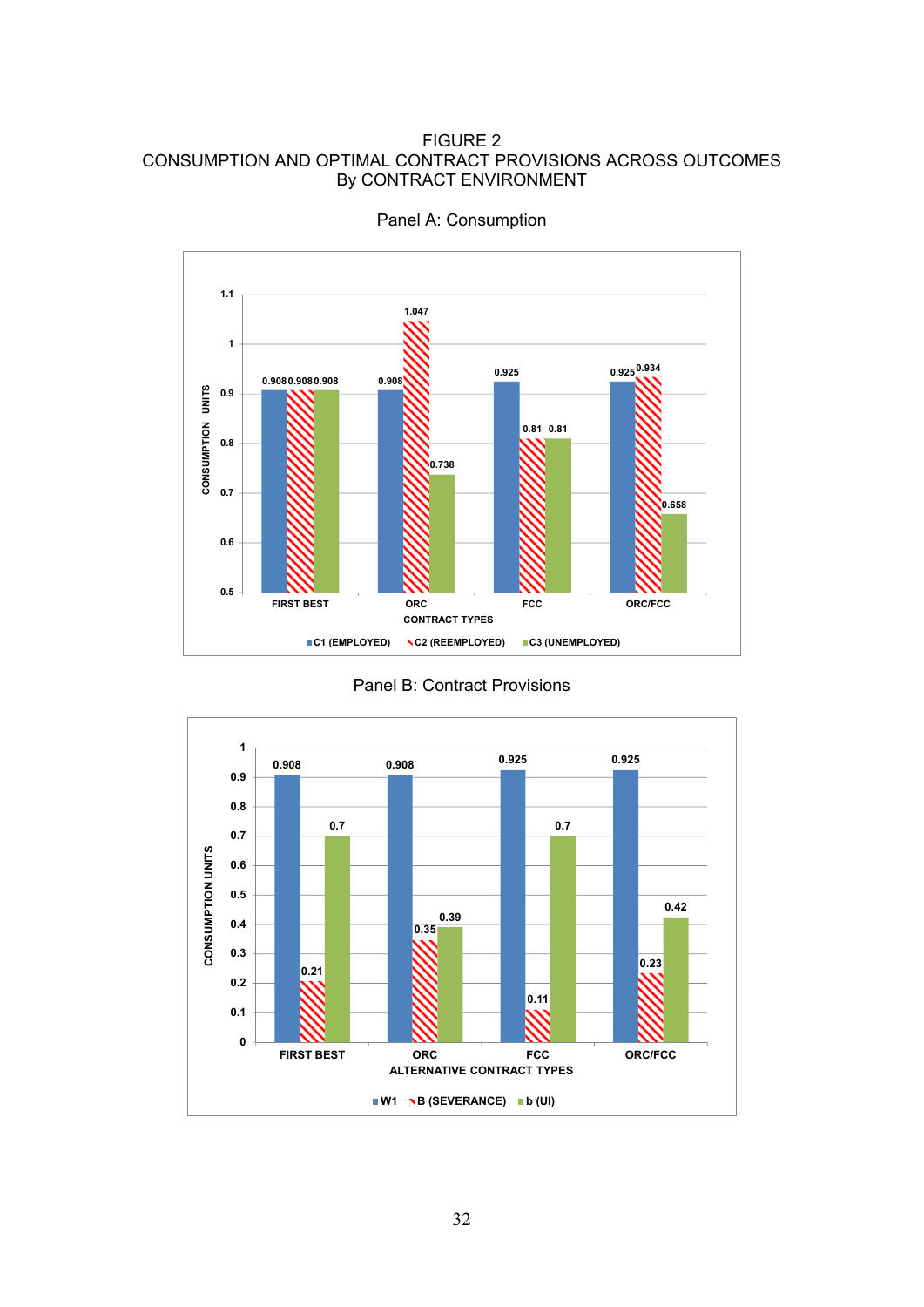# FIGURE 2
# CONSUMPTION AND OPTIMAL CONTRACT PROVISIONS ACROSS OUTCOMES
# By CONTRACT ENVIRONMENT

## Panel A: Consumption

| CONTRACT TYPES | C1 (EMPLOYED) | C2 (REEMPLOYED) | C3 (UNEMPLOYED) |
|---|---|---|---|
| FIRST BEST | 0.908 | 0.908 | 0.908 |
| ORC | 0.908 | 1.047 | 0.738 |
| FCC | 0.925 | 0.81 | 0.81 |
| ORC/FCC | 0.925 | 0.934 | 0.658 |

Y-axis: CONSUMPTION UNITS

## Panel B: Contract Provisions

| ALTERNATIVE CONTRACT TYPES | W1 | B (SEVERANCE) | b (UI) |
|---|---|---|---|
| FIRST BEST | 0.908 | 0.21 | 0.7 |
| ORC | 0.908 | 0.35 | 0.39 |
| FCC | 0.925 | 0.11 | 0.7 |
| ORC/FCC | 0.925 | 0.23 | 0.42 |

Y-axis: CONSUMPTION UNITS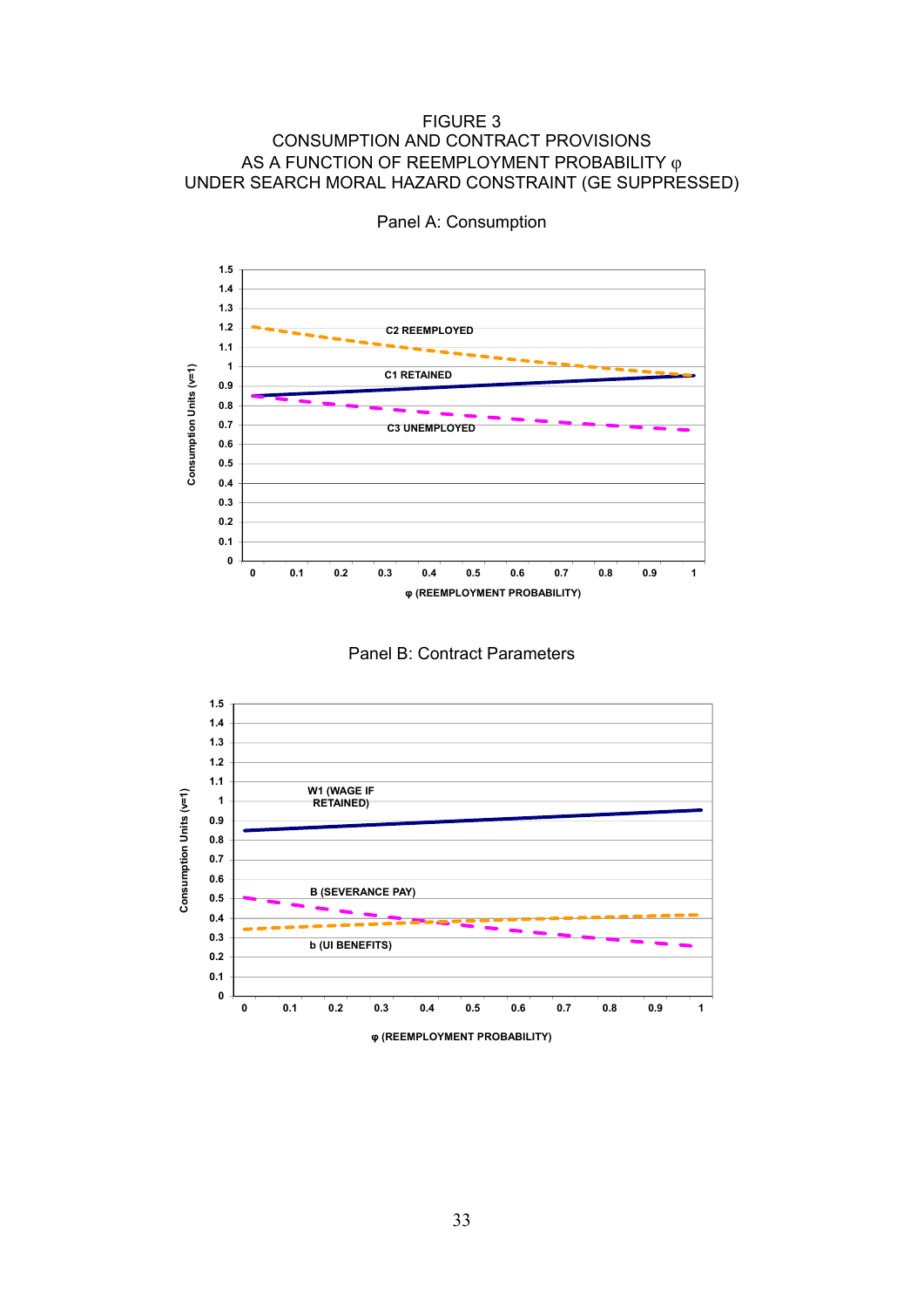FIGURE 3
CONSUMPTION AND CONTRACT PROVISIONS
AS A FUNCTION OF REEMPLOYMENT PROBABILITY φ
UNDER SEARCH MORAL HAZARD CONSTRAINT (GE SUPPRESSED)

Panel A: Consumption

Panel B: Contract Parameters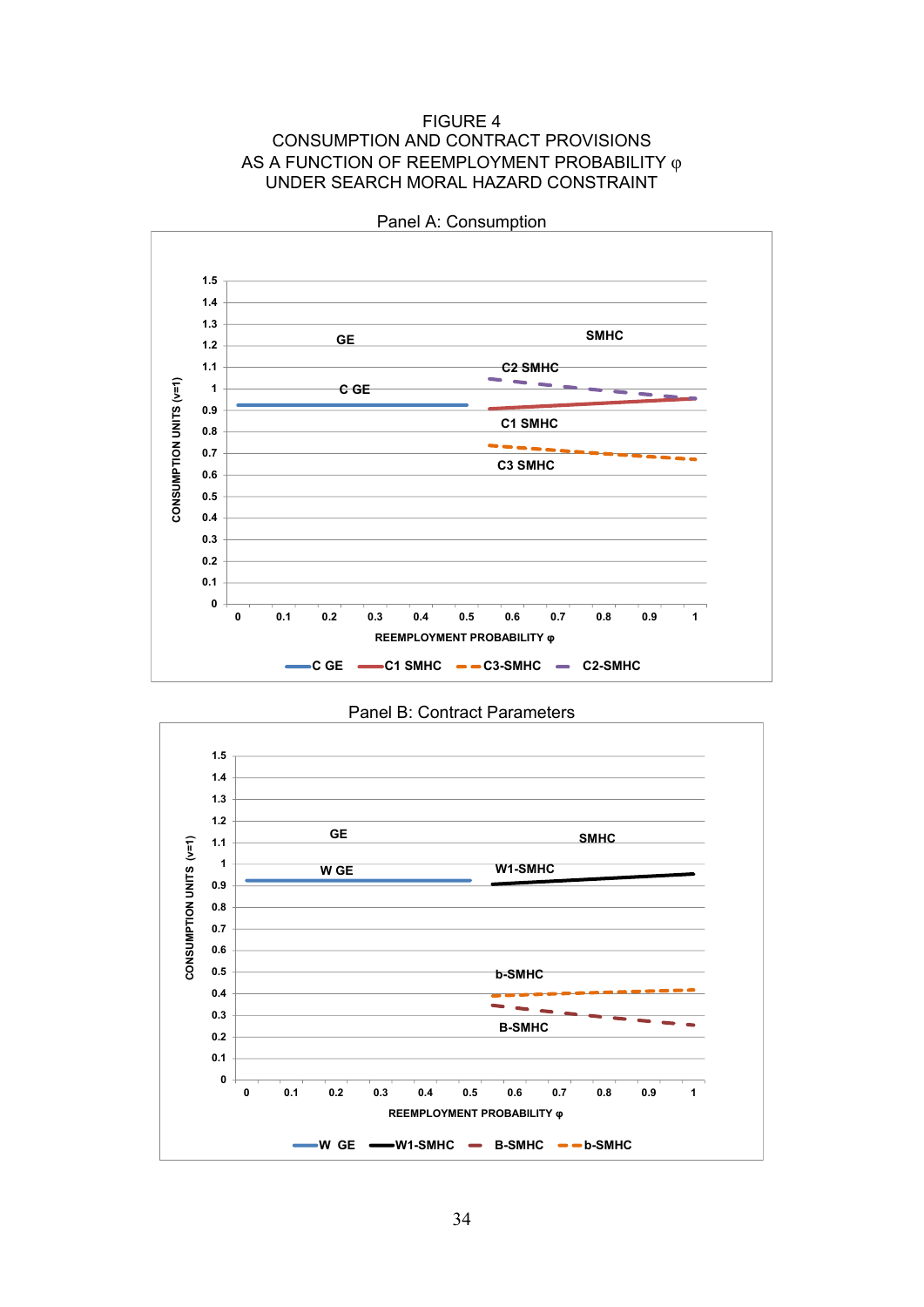# FIGURE 4
## CONSUMPTION AND CONTRACT PROVISIONS AS A FUNCTION OF REEMPLOYMENT PROBABILITY φ UNDER SEARCH MORAL HAZARD CONSTRAINT

Panel A: Consumption

Panel B: Contract Parameters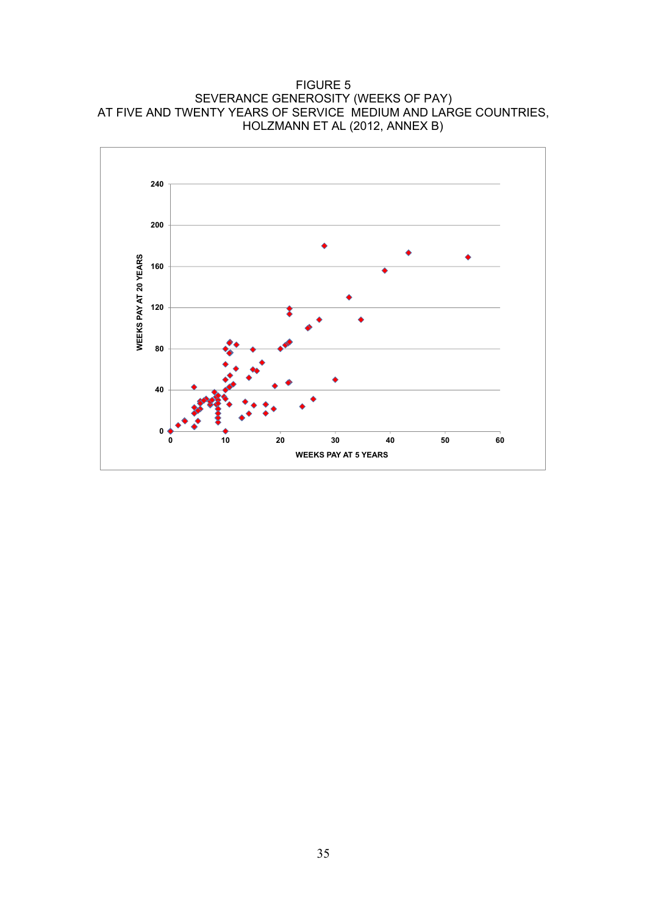FIGURE 5
SEVERANCE GENEROSITY (WEEKS OF PAY)
AT FIVE AND TWENTY YEARS OF SERVICE MEDIUM AND LARGE COUNTRIES,
HOLZMANN ET AL (2012, ANNEX B)

WEEKS PAY AT 20 YEARS

240
200
160
120
80
40
0

0
10
20
30
40
50
60

WEEKS PAY AT 5 YEARS